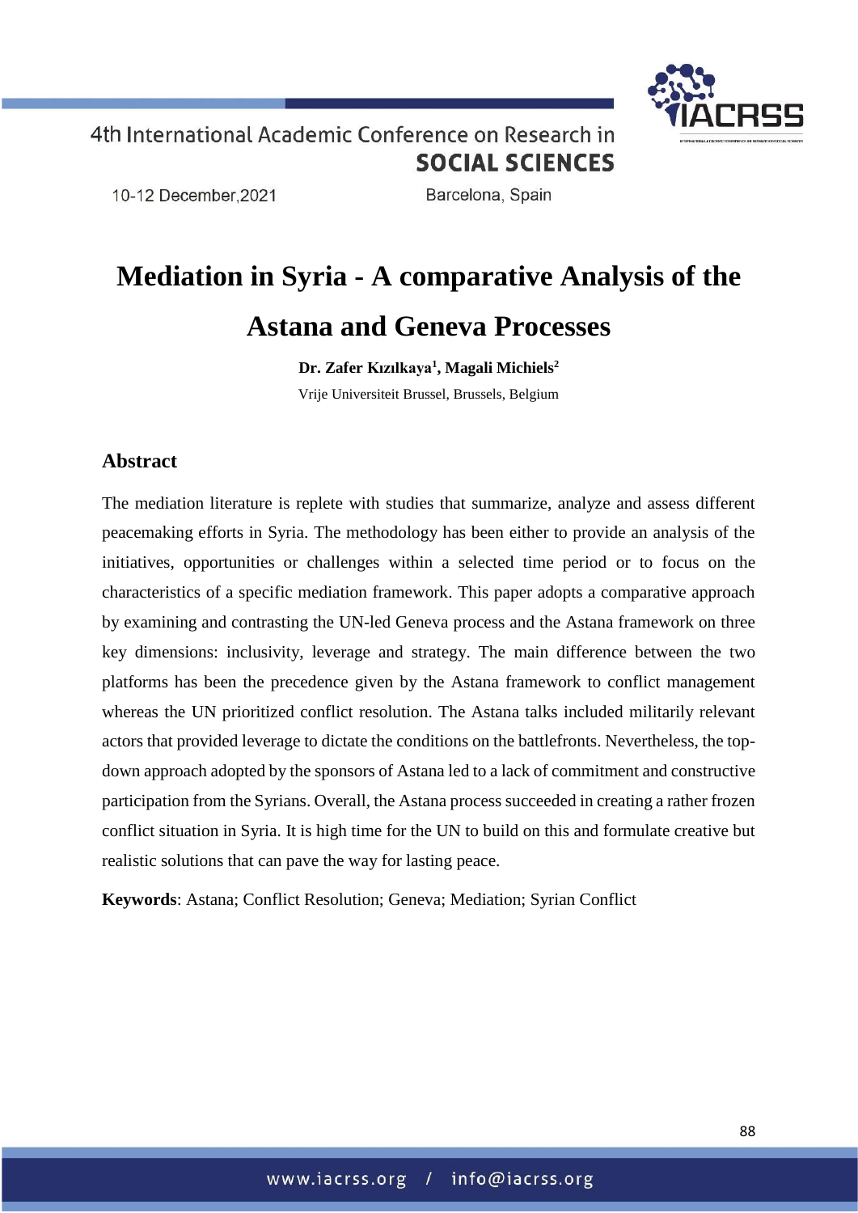# Mediation in Syria - A comparative Analysis of the Astana and Geneva Processes

**Dr. Zafer Kızılkaya[1], Magali Michiels[2]**

Vrije Universiteit Brussel, Brussels, Belgium

## Abstract

The mediation literature is replete with studies that summarize, analyze and assess different peacemaking efforts in Syria. The methodology has been either to provide an analysis of the initiatives, opportunities or challenges within a selected time period or to focus on the characteristics of a specific mediation framework. This paper adopts a comparative approach by examining and contrasting the UN-led Geneva process and the Astana framework on three key dimensions: inclusivity, leverage and strategy. The main difference between the two platforms has been the precedence given by the Astana framework to conflict management whereas the UN prioritized conflict resolution. The Astana talks included militarily relevant actors that provided leverage to dictate the conditions on the battlefronts. Nevertheless, the top-down approach adopted by the sponsors of Astana led to a lack of commitment and constructive participation from the Syrians. Overall, the Astana process succeeded in creating a rather frozen conflict situation in Syria. It is high time for the UN to build on this and formulate creative but realistic solutions that can pave the way for lasting peace.

**Keywords**: Astana; Conflict Resolution; Geneva; Mediation; Syrian Conflict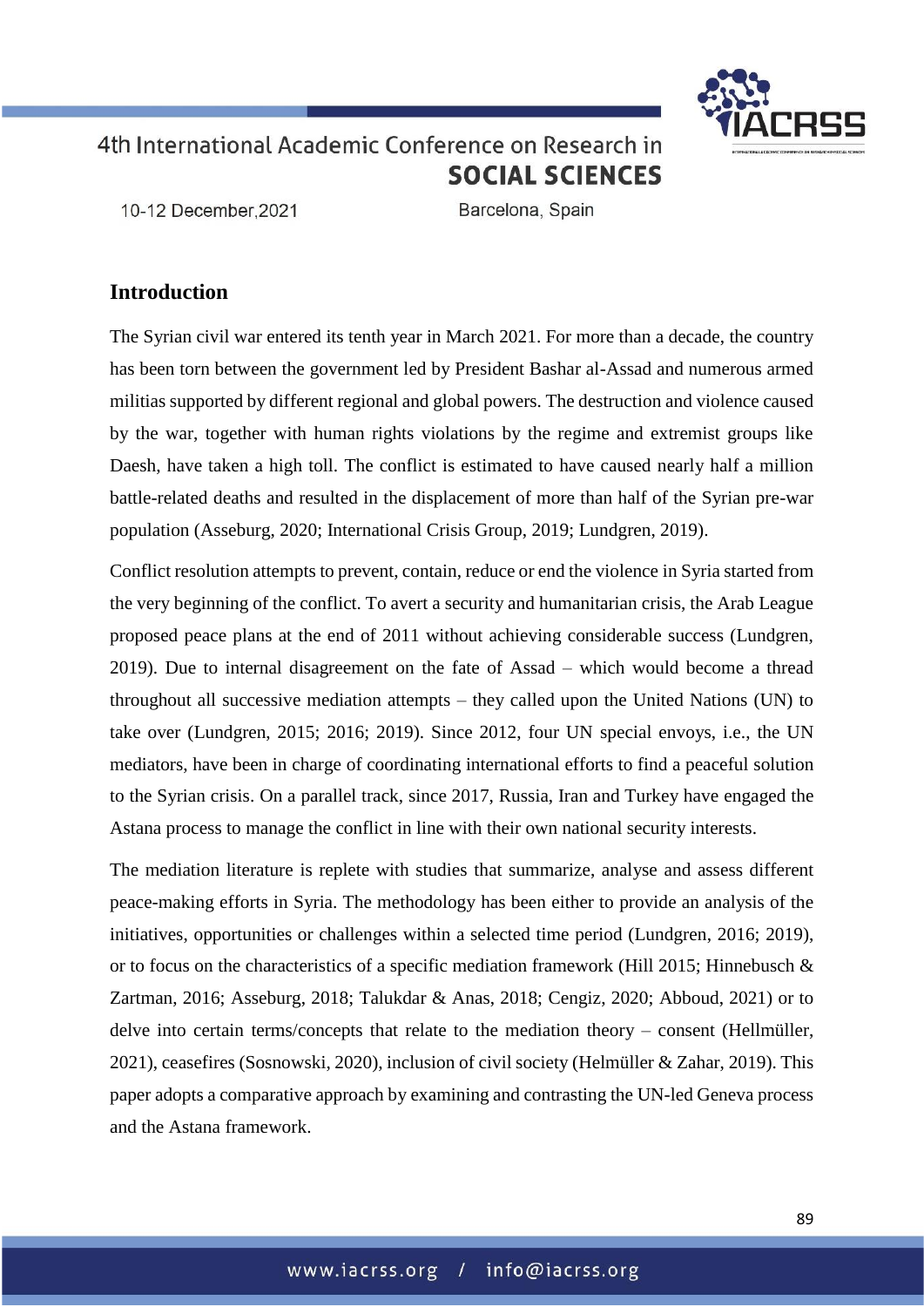## Introduction

The Syrian civil war entered its tenth year in March 2021. For more than a decade, the country has been torn between the government led by President Bashar al-Assad and numerous armed militias supported by different regional and global powers. The destruction and violence caused by the war, together with human rights violations by the regime and extremist groups like Daesh, have taken a high toll. The conflict is estimated to have caused nearly half a million battle-related deaths and resulted in the displacement of more than half of the Syrian pre-war population (Asseburg, 2020; International Crisis Group, 2019; Lundgren, 2019).

Conflict resolution attempts to prevent, contain, reduce or end the violence in Syria started from the very beginning of the conflict. To avert a security and humanitarian crisis, the Arab League proposed peace plans at the end of 2011 without achieving considerable success (Lundgren, 2019). Due to internal disagreement on the fate of Assad – which would become a thread throughout all successive mediation attempts – they called upon the United Nations (UN) to take over (Lundgren, 2015; 2016; 2019). Since 2012, four UN special envoys, i.e., the UN mediators, have been in charge of coordinating international efforts to find a peaceful solution to the Syrian crisis. On a parallel track, since 2017, Russia, Iran and Turkey have engaged the Astana process to manage the conflict in line with their own national security interests.

The mediation literature is replete with studies that summarize, analyse and assess different peace-making efforts in Syria. The methodology has been either to provide an analysis of the initiatives, opportunities or challenges within a selected time period (Lundgren, 2016; 2019), or to focus on the characteristics of a specific mediation framework (Hill 2015; Hinnebusch & Zartman, 2016; Asseburg, 2018; Talukdar & Anas, 2018; Cengiz, 2020; Abboud, 2021) or to delve into certain terms/concepts that relate to the mediation theory – consent (Hellmüller, 2021), ceasefires (Sosnowski, 2020), inclusion of civil society (Helmüller & Zahar, 2019). This paper adopts a comparative approach by examining and contrasting the UN-led Geneva process and the Astana framework.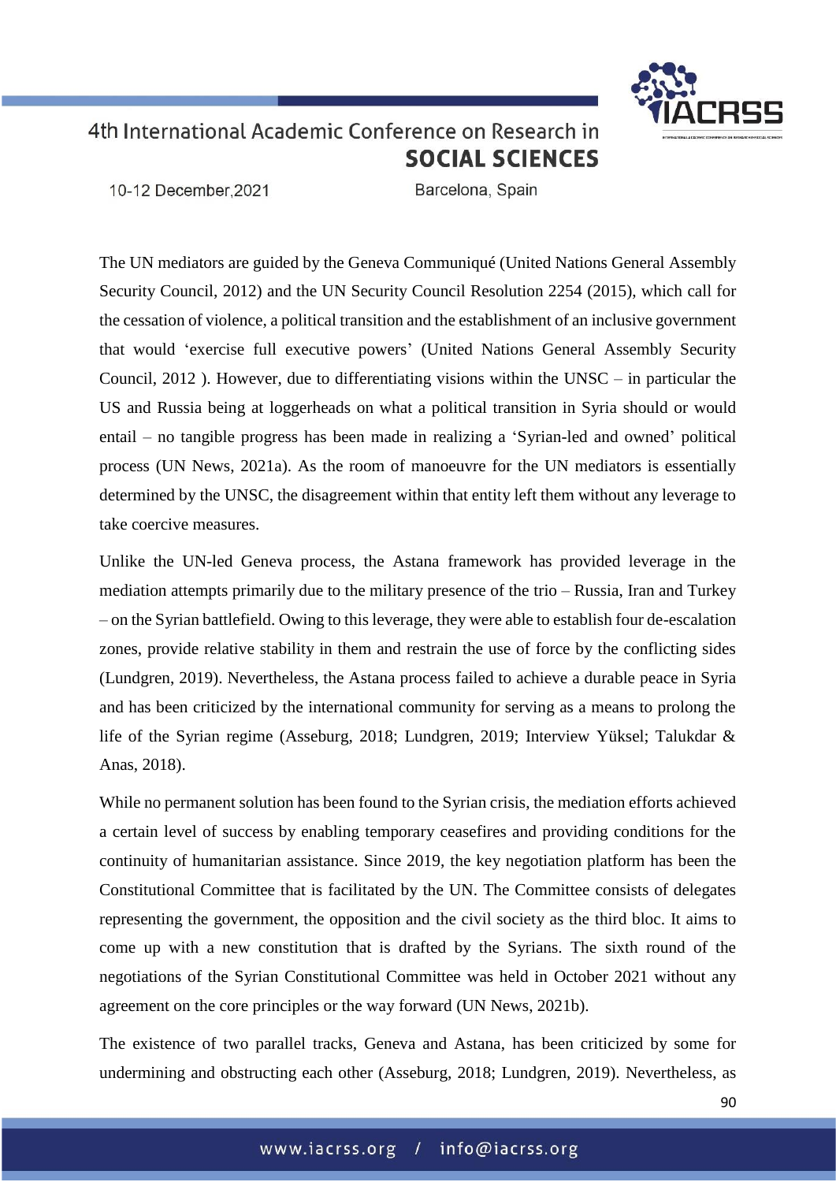The UN mediators are guided by the Geneva Communiqué (United Nations General Assembly Security Council, 2012) and the UN Security Council Resolution 2254 (2015), which call for the cessation of violence, a political transition and the establishment of an inclusive government that would 'exercise full executive powers' (United Nations General Assembly Security Council, 2012 ). However, due to differentiating visions within the UNSC – in particular the US and Russia being at loggerheads on what a political transition in Syria should or would entail – no tangible progress has been made in realizing a 'Syrian-led and owned' political process (UN News, 2021a). As the room of manoeuvre for the UN mediators is essentially determined by the UNSC, the disagreement within that entity left them without any leverage to take coercive measures.

Unlike the UN-led Geneva process, the Astana framework has provided leverage in the mediation attempts primarily due to the military presence of the trio – Russia, Iran and Turkey – on the Syrian battlefield. Owing to this leverage, they were able to establish four de-escalation zones, provide relative stability in them and restrain the use of force by the conflicting sides (Lundgren, 2019). Nevertheless, the Astana process failed to achieve a durable peace in Syria and has been criticized by the international community for serving as a means to prolong the life of the Syrian regime (Asseburg, 2018; Lundgren, 2019; Interview Yüksel; Talukdar & Anas, 2018).

While no permanent solution has been found to the Syrian crisis, the mediation efforts achieved a certain level of success by enabling temporary ceasefires and providing conditions for the continuity of humanitarian assistance. Since 2019, the key negotiation platform has been the Constitutional Committee that is facilitated by the UN. The Committee consists of delegates representing the government, the opposition and the civil society as the third bloc. It aims to come up with a new constitution that is drafted by the Syrians. The sixth round of the negotiations of the Syrian Constitutional Committee was held in October 2021 without any agreement on the core principles or the way forward (UN News, 2021b).

The existence of two parallel tracks, Geneva and Astana, has been criticized by some for undermining and obstructing each other (Asseburg, 2018; Lundgren, 2019). Nevertheless, as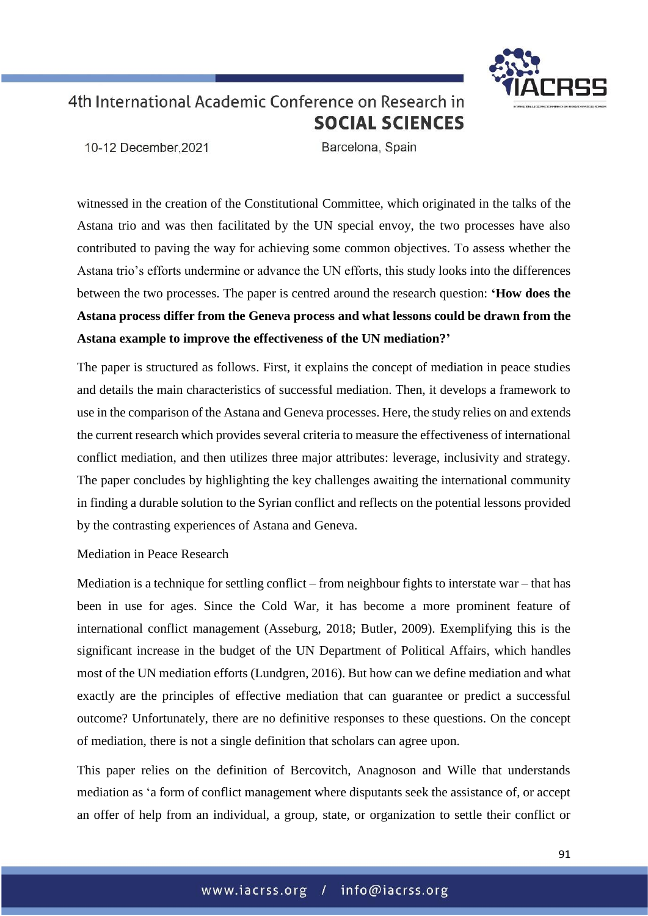witnessed in the creation of the Constitutional Committee, which originated in the talks of the Astana trio and was then facilitated by the UN special envoy, the two processes have also contributed to paving the way for achieving some common objectives. To assess whether the Astana trio's efforts undermine or advance the UN efforts, this study looks into the differences between the two processes. The paper is centred around the research question: **'How does the Astana process differ from the Geneva process and what lessons could be drawn from the Astana example to improve the effectiveness of the UN mediation?'**

The paper is structured as follows. First, it explains the concept of mediation in peace studies and details the main characteristics of successful mediation. Then, it develops a framework to use in the comparison of the Astana and Geneva processes. Here, the study relies on and extends the current research which provides several criteria to measure the effectiveness of international conflict mediation, and then utilizes three major attributes: leverage, inclusivity and strategy. The paper concludes by highlighting the key challenges awaiting the international community in finding a durable solution to the Syrian conflict and reflects on the potential lessons provided by the contrasting experiences of Astana and Geneva.

## Mediation in Peace Research

Mediation is a technique for settling conflict – from neighbour fights to interstate war – that has been in use for ages. Since the Cold War, it has become a more prominent feature of international conflict management (Asseburg, 2018; Butler, 2009). Exemplifying this is the significant increase in the budget of the UN Department of Political Affairs, which handles most of the UN mediation efforts (Lundgren, 2016). But how can we define mediation and what exactly are the principles of effective mediation that can guarantee or predict a successful outcome? Unfortunately, there are no definitive responses to these questions. On the concept of mediation, there is not a single definition that scholars can agree upon.

This paper relies on the definition of Bercovitch, Anagnoson and Wille that understands mediation as 'a form of conflict management where disputants seek the assistance of, or accept an offer of help from an individual, a group, state, or organization to settle their conflict or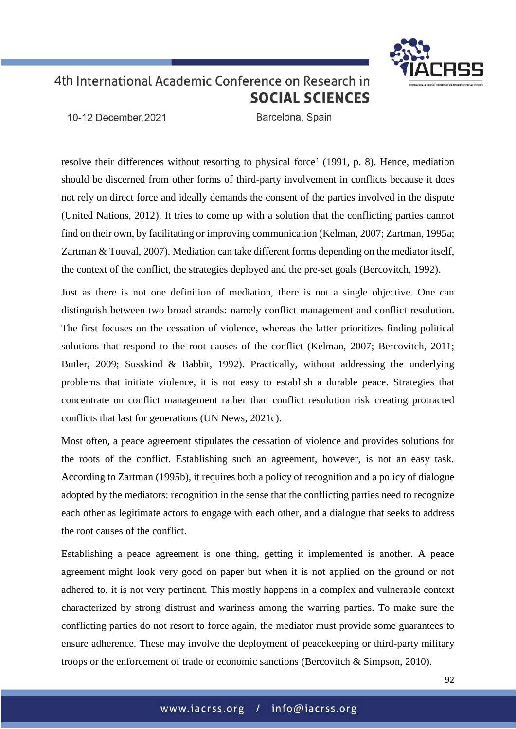resolve their differences without resorting to physical force' (1991, p. 8). Hence, mediation should be discerned from other forms of third-party involvement in conflicts because it does not rely on direct force and ideally demands the consent of the parties involved in the dispute (United Nations, 2012). It tries to come up with a solution that the conflicting parties cannot find on their own, by facilitating or improving communication (Kelman, 2007; Zartman, 1995a; Zartman & Touval, 2007). Mediation can take different forms depending on the mediator itself, the context of the conflict, the strategies deployed and the pre-set goals (Bercovitch, 1992).

Just as there is not one definition of mediation, there is not a single objective. One can distinguish between two broad strands: namely conflict management and conflict resolution. The first focuses on the cessation of violence, whereas the latter prioritizes finding political solutions that respond to the root causes of the conflict (Kelman, 2007; Bercovitch, 2011; Butler, 2009; Susskind & Babbit, 1992). Practically, without addressing the underlying problems that initiate violence, it is not easy to establish a durable peace. Strategies that concentrate on conflict management rather than conflict resolution risk creating protracted conflicts that last for generations (UN News, 2021c).

Most often, a peace agreement stipulates the cessation of violence and provides solutions for the roots of the conflict. Establishing such an agreement, however, is not an easy task. According to Zartman (1995b), it requires both a policy of recognition and a policy of dialogue adopted by the mediators: recognition in the sense that the conflicting parties need to recognize each other as legitimate actors to engage with each other, and a dialogue that seeks to address the root causes of the conflict.

Establishing a peace agreement is one thing, getting it implemented is another. A peace agreement might look very good on paper but when it is not applied on the ground or not adhered to, it is not very pertinent. This mostly happens in a complex and vulnerable context characterized by strong distrust and wariness among the warring parties. To make sure the conflicting parties do not resort to force again, the mediator must provide some guarantees to ensure adherence. These may involve the deployment of peacekeeping or third-party military troops or the enforcement of trade or economic sanctions (Bercovitch & Simpson, 2010).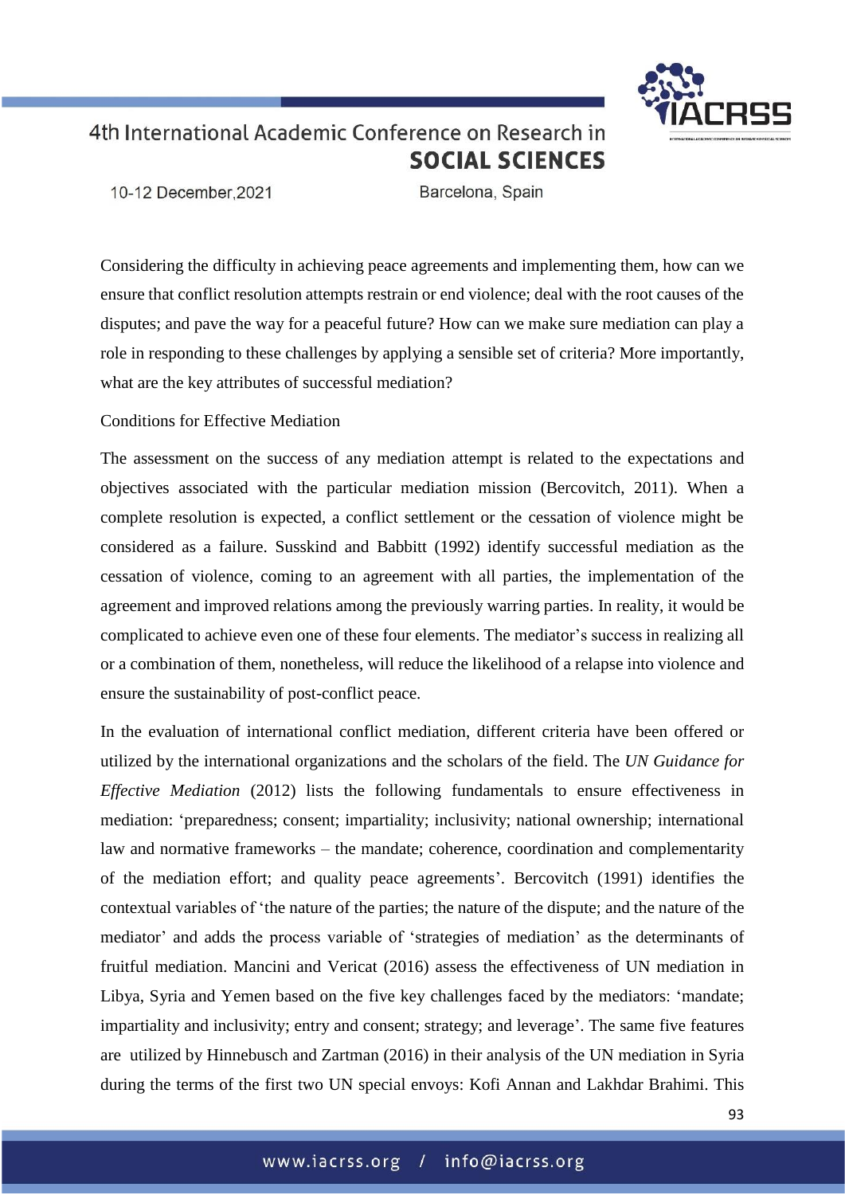Considering the difficulty in achieving peace agreements and implementing them, how can we ensure that conflict resolution attempts restrain or end violence; deal with the root causes of the disputes; and pave the way for a peaceful future? How can we make sure mediation can play a role in responding to these challenges by applying a sensible set of criteria? More importantly, what are the key attributes of successful mediation?

## Conditions for Effective Mediation

The assessment on the success of any mediation attempt is related to the expectations and objectives associated with the particular mediation mission (Bercovitch, 2011). When a complete resolution is expected, a conflict settlement or the cessation of violence might be considered as a failure. Susskind and Babbitt (1992) identify successful mediation as the cessation of violence, coming to an agreement with all parties, the implementation of the agreement and improved relations among the previously warring parties. In reality, it would be complicated to achieve even one of these four elements. The mediator's success in realizing all or a combination of them, nonetheless, will reduce the likelihood of a relapse into violence and ensure the sustainability of post-conflict peace.

In the evaluation of international conflict mediation, different criteria have been offered or utilized by the international organizations and the scholars of the field. The *UN Guidance for Effective Mediation* (2012) lists the following fundamentals to ensure effectiveness in mediation: 'preparedness; consent; impartiality; inclusivity; national ownership; international law and normative frameworks – the mandate; coherence, coordination and complementarity of the mediation effort; and quality peace agreements'. Bercovitch (1991) identifies the contextual variables of 'the nature of the parties; the nature of the dispute; and the nature of the mediator' and adds the process variable of 'strategies of mediation' as the determinants of fruitful mediation. Mancini and Vericat (2016) assess the effectiveness of UN mediation in Libya, Syria and Yemen based on the five key challenges faced by the mediators: 'mandate; impartiality and inclusivity; entry and consent; strategy; and leverage'. The same five features are utilized by Hinnebusch and Zartman (2016) in their analysis of the UN mediation in Syria during the terms of the first two UN special envoys: Kofi Annan and Lakhdar Brahimi. This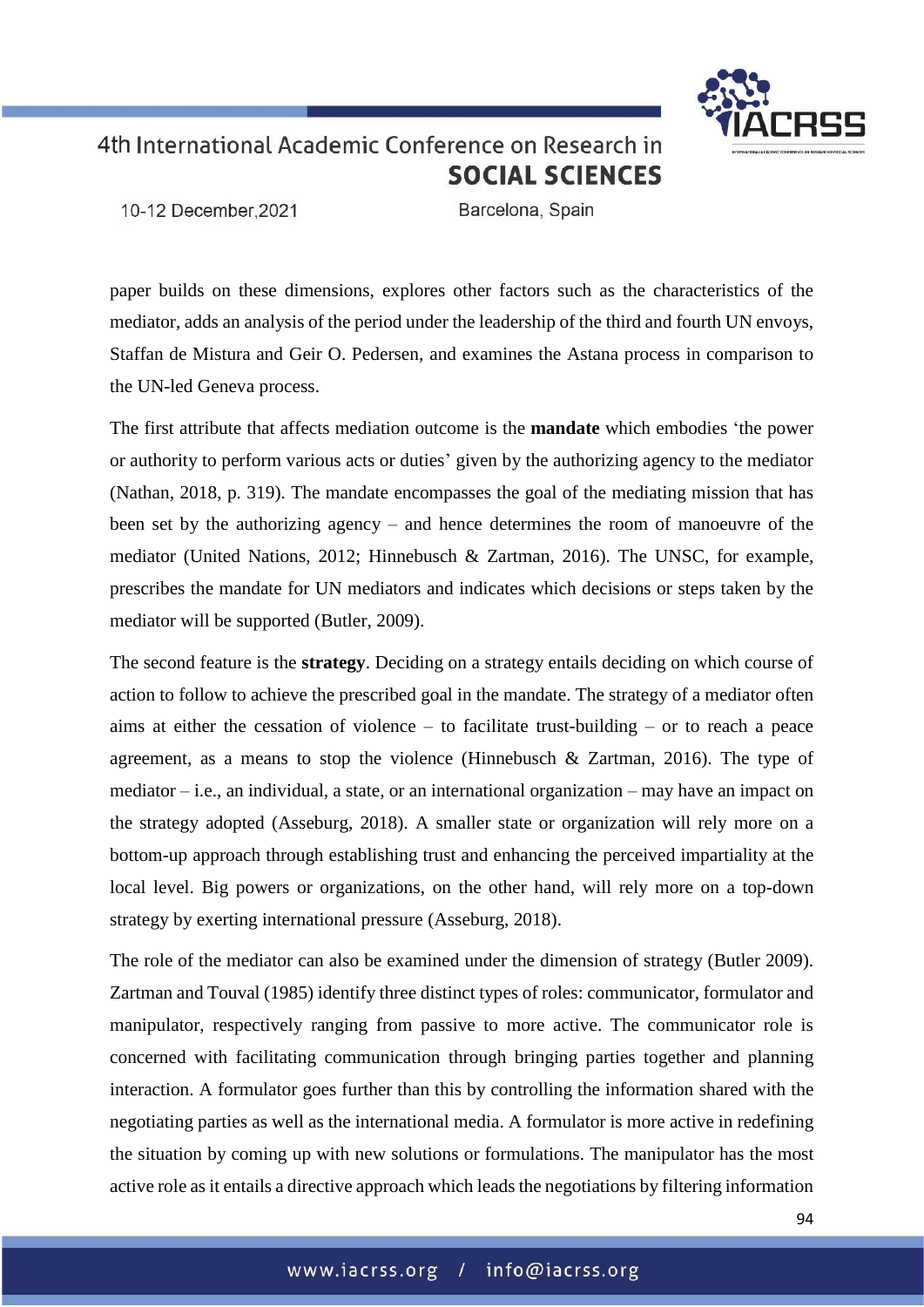paper builds on these dimensions, explores other factors such as the characteristics of the mediator, adds an analysis of the period under the leadership of the third and fourth UN envoys, Staffan de Mistura and Geir O. Pedersen, and examines the Astana process in comparison to the UN-led Geneva process.

The first attribute that affects mediation outcome is the **mandate** which embodies 'the power or authority to perform various acts or duties' given by the authorizing agency to the mediator (Nathan, 2018, p. 319). The mandate encompasses the goal of the mediating mission that has been set by the authorizing agency – and hence determines the room of manoeuvre of the mediator (United Nations, 2012; Hinnebusch & Zartman, 2016). The UNSC, for example, prescribes the mandate for UN mediators and indicates which decisions or steps taken by the mediator will be supported (Butler, 2009).

The second feature is the **strategy**. Deciding on a strategy entails deciding on which course of action to follow to achieve the prescribed goal in the mandate. The strategy of a mediator often aims at either the cessation of violence – to facilitate trust-building – or to reach a peace agreement, as a means to stop the violence (Hinnebusch & Zartman, 2016). The type of mediator – i.e., an individual, a state, or an international organization – may have an impact on the strategy adopted (Asseburg, 2018). A smaller state or organization will rely more on a bottom-up approach through establishing trust and enhancing the perceived impartiality at the local level. Big powers or organizations, on the other hand, will rely more on a top-down strategy by exerting international pressure (Asseburg, 2018).

The role of the mediator can also be examined under the dimension of strategy (Butler 2009). Zartman and Touval (1985) identify three distinct types of roles: communicator, formulator and manipulator, respectively ranging from passive to more active. The communicator role is concerned with facilitating communication through bringing parties together and planning interaction. A formulator goes further than this by controlling the information shared with the negotiating parties as well as the international media. A formulator is more active in redefining the situation by coming up with new solutions or formulations. The manipulator has the most active role as it entails a directive approach which leads the negotiations by filtering information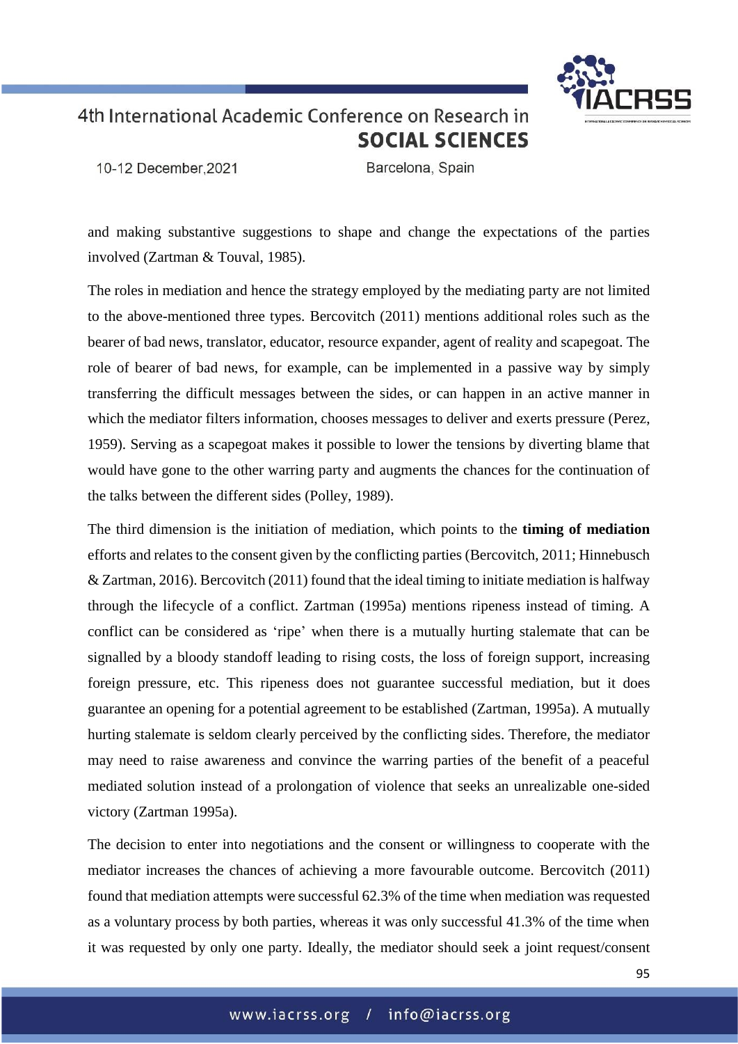and making substantive suggestions to shape and change the expectations of the parties involved (Zartman & Touval, 1985).

The roles in mediation and hence the strategy employed by the mediating party are not limited to the above-mentioned three types. Bercovitch (2011) mentions additional roles such as the bearer of bad news, translator, educator, resource expander, agent of reality and scapegoat. The role of bearer of bad news, for example, can be implemented in a passive way by simply transferring the difficult messages between the sides, or can happen in an active manner in which the mediator filters information, chooses messages to deliver and exerts pressure (Perez, 1959). Serving as a scapegoat makes it possible to lower the tensions by diverting blame that would have gone to the other warring party and augments the chances for the continuation of the talks between the different sides (Polley, 1989).

The third dimension is the initiation of mediation, which points to the **timing of mediation** efforts and relates to the consent given by the conflicting parties (Bercovitch, 2011; Hinnebusch & Zartman, 2016). Bercovitch (2011) found that the ideal timing to initiate mediation is halfway through the lifecycle of a conflict. Zartman (1995a) mentions ripeness instead of timing. A conflict can be considered as 'ripe' when there is a mutually hurting stalemate that can be signalled by a bloody standoff leading to rising costs, the loss of foreign support, increasing foreign pressure, etc. This ripeness does not guarantee successful mediation, but it does guarantee an opening for a potential agreement to be established (Zartman, 1995a). A mutually hurting stalemate is seldom clearly perceived by the conflicting sides. Therefore, the mediator may need to raise awareness and convince the warring parties of the benefit of a peaceful mediated solution instead of a prolongation of violence that seeks an unrealizable one-sided victory (Zartman 1995a).

The decision to enter into negotiations and the consent or willingness to cooperate with the mediator increases the chances of achieving a more favourable outcome. Bercovitch (2011) found that mediation attempts were successful 62.3% of the time when mediation was requested as a voluntary process by both parties, whereas it was only successful 41.3% of the time when it was requested by only one party. Ideally, the mediator should seek a joint request/consent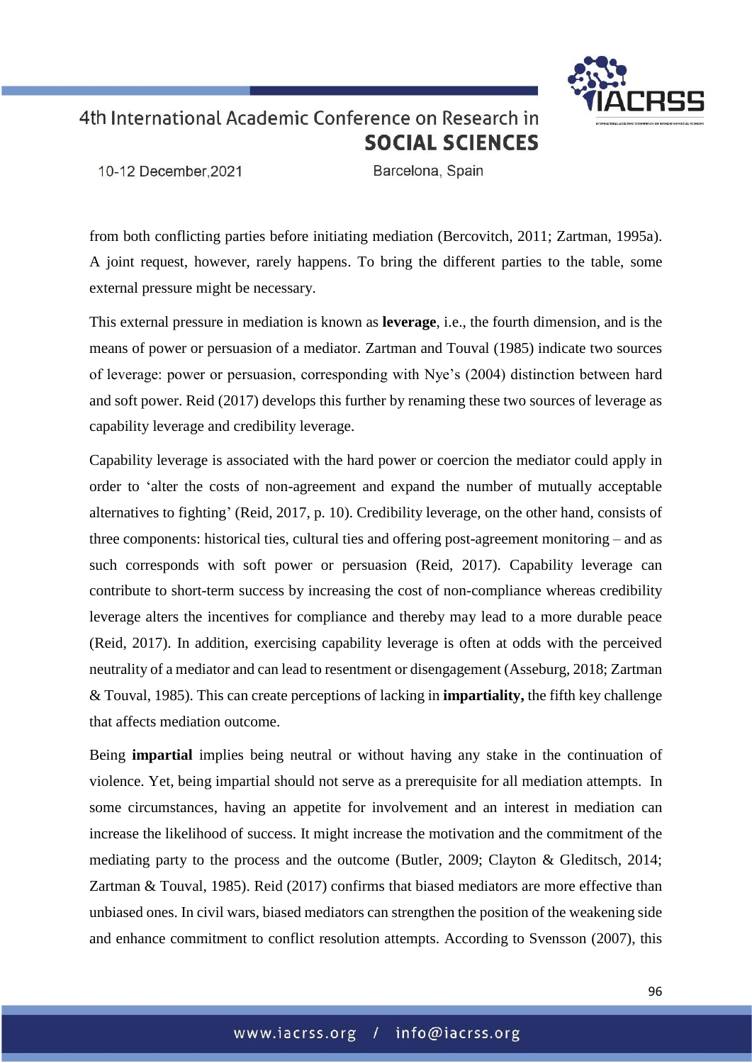from both conflicting parties before initiating mediation (Bercovitch, 2011; Zartman, 1995a). A joint request, however, rarely happens. To bring the different parties to the table, some external pressure might be necessary.

This external pressure in mediation is known as **leverage**, i.e., the fourth dimension, and is the means of power or persuasion of a mediator. Zartman and Touval (1985) indicate two sources of leverage: power or persuasion, corresponding with Nye's (2004) distinction between hard and soft power. Reid (2017) develops this further by renaming these two sources of leverage as capability leverage and credibility leverage.

Capability leverage is associated with the hard power or coercion the mediator could apply in order to 'alter the costs of non-agreement and expand the number of mutually acceptable alternatives to fighting' (Reid, 2017, p. 10). Credibility leverage, on the other hand, consists of three components: historical ties, cultural ties and offering post-agreement monitoring – and as such corresponds with soft power or persuasion (Reid, 2017). Capability leverage can contribute to short-term success by increasing the cost of non-compliance whereas credibility leverage alters the incentives for compliance and thereby may lead to a more durable peace (Reid, 2017). In addition, exercising capability leverage is often at odds with the perceived neutrality of a mediator and can lead to resentment or disengagement (Asseburg, 2018; Zartman & Touval, 1985). This can create perceptions of lacking in **impartiality,** the fifth key challenge that affects mediation outcome.

Being **impartial** implies being neutral or without having any stake in the continuation of violence. Yet, being impartial should not serve as a prerequisite for all mediation attempts. In some circumstances, having an appetite for involvement and an interest in mediation can increase the likelihood of success. It might increase the motivation and the commitment of the mediating party to the process and the outcome (Butler, 2009; Clayton & Gleditsch, 2014; Zartman & Touval, 1985). Reid (2017) confirms that biased mediators are more effective than unbiased ones. In civil wars, biased mediators can strengthen the position of the weakening side and enhance commitment to conflict resolution attempts. According to Svensson (2007), this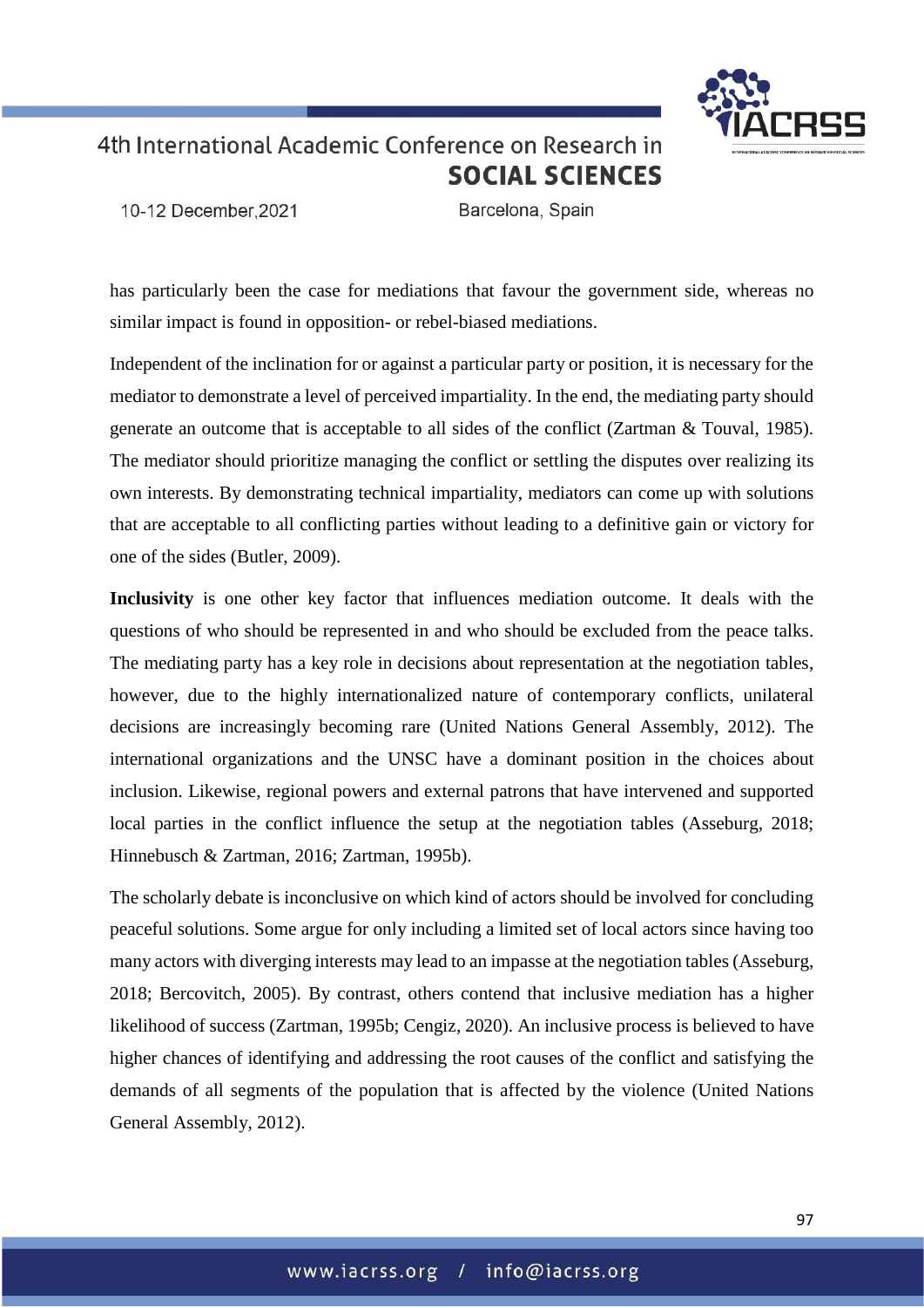has particularly been the case for mediations that favour the government side, whereas no similar impact is found in opposition- or rebel-biased mediations.

Independent of the inclination for or against a particular party or position, it is necessary for the mediator to demonstrate a level of perceived impartiality. In the end, the mediating party should generate an outcome that is acceptable to all sides of the conflict (Zartman & Touval, 1985). The mediator should prioritize managing the conflict or settling the disputes over realizing its own interests. By demonstrating technical impartiality, mediators can come up with solutions that are acceptable to all conflicting parties without leading to a definitive gain or victory for one of the sides (Butler, 2009).

**Inclusivity** is one other key factor that influences mediation outcome. It deals with the questions of who should be represented in and who should be excluded from the peace talks. The mediating party has a key role in decisions about representation at the negotiation tables, however, due to the highly internationalized nature of contemporary conflicts, unilateral decisions are increasingly becoming rare (United Nations General Assembly, 2012). The international organizations and the UNSC have a dominant position in the choices about inclusion. Likewise, regional powers and external patrons that have intervened and supported local parties in the conflict influence the setup at the negotiation tables (Asseburg, 2018; Hinnebusch & Zartman, 2016; Zartman, 1995b).

The scholarly debate is inconclusive on which kind of actors should be involved for concluding peaceful solutions. Some argue for only including a limited set of local actors since having too many actors with diverging interests may lead to an impasse at the negotiation tables (Asseburg, 2018; Bercovitch, 2005). By contrast, others contend that inclusive mediation has a higher likelihood of success (Zartman, 1995b; Cengiz, 2020). An inclusive process is believed to have higher chances of identifying and addressing the root causes of the conflict and satisfying the demands of all segments of the population that is affected by the violence (United Nations General Assembly, 2012).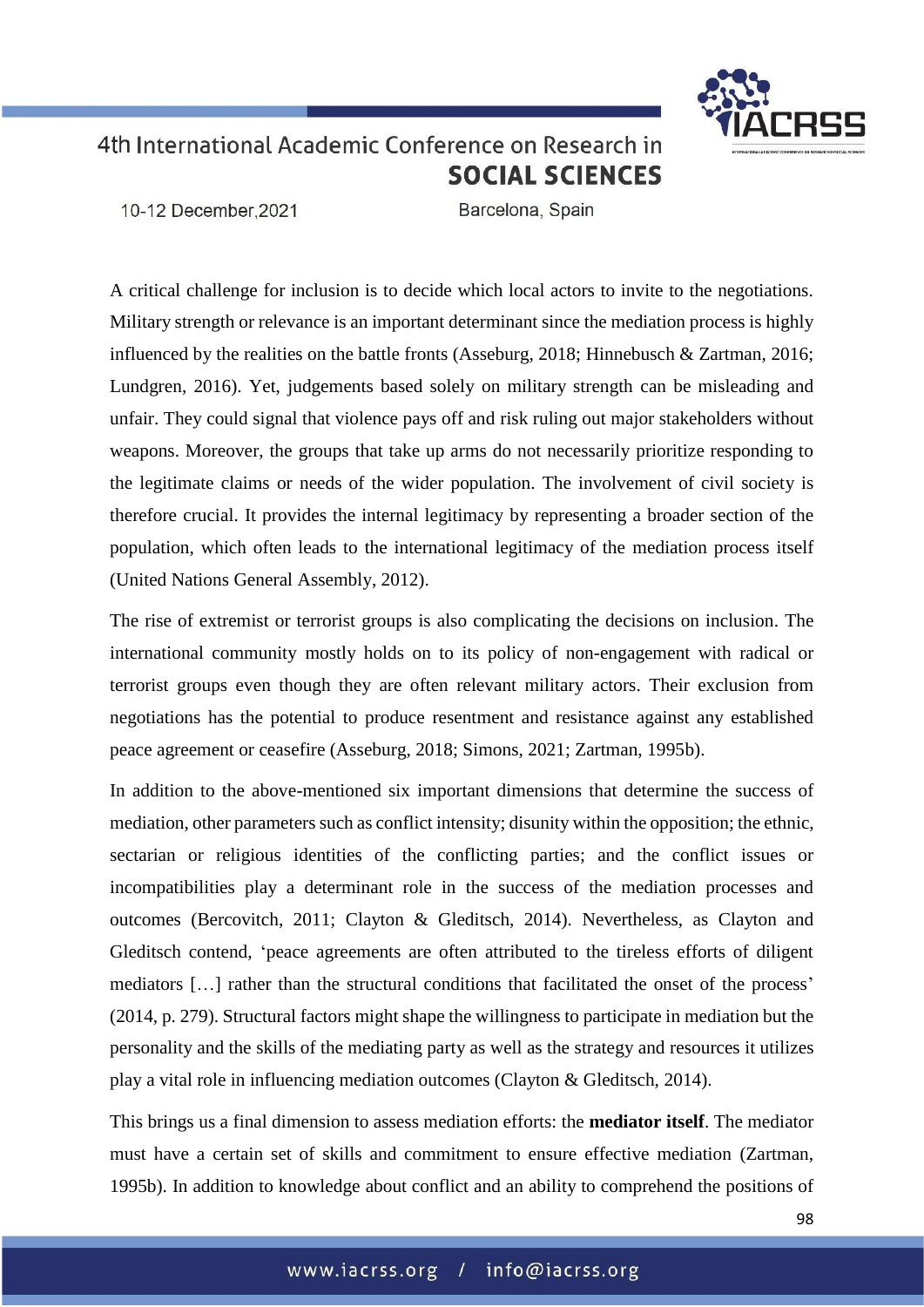A critical challenge for inclusion is to decide which local actors to invite to the negotiations. Military strength or relevance is an important determinant since the mediation process is highly influenced by the realities on the battle fronts (Asseburg, 2018; Hinnebusch & Zartman, 2016; Lundgren, 2016). Yet, judgements based solely on military strength can be misleading and unfair. They could signal that violence pays off and risk ruling out major stakeholders without weapons. Moreover, the groups that take up arms do not necessarily prioritize responding to the legitimate claims or needs of the wider population. The involvement of civil society is therefore crucial. It provides the internal legitimacy by representing a broader section of the population, which often leads to the international legitimacy of the mediation process itself (United Nations General Assembly, 2012).

The rise of extremist or terrorist groups is also complicating the decisions on inclusion. The international community mostly holds on to its policy of non-engagement with radical or terrorist groups even though they are often relevant military actors. Their exclusion from negotiations has the potential to produce resentment and resistance against any established peace agreement or ceasefire (Asseburg, 2018; Simons, 2021; Zartman, 1995b).

In addition to the above-mentioned six important dimensions that determine the success of mediation, other parameters such as conflict intensity; disunity within the opposition; the ethnic, sectarian or religious identities of the conflicting parties; and the conflict issues or incompatibilities play a determinant role in the success of the mediation processes and outcomes (Bercovitch, 2011; Clayton & Gleditsch, 2014). Nevertheless, as Clayton and Gleditsch contend, 'peace agreements are often attributed to the tireless efforts of diligent mediators […] rather than the structural conditions that facilitated the onset of the process' (2014, p. 279). Structural factors might shape the willingness to participate in mediation but the personality and the skills of the mediating party as well as the strategy and resources it utilizes play a vital role in influencing mediation outcomes (Clayton & Gleditsch, 2014).

This brings us a final dimension to assess mediation efforts: the **mediator itself**. The mediator must have a certain set of skills and commitment to ensure effective mediation (Zartman, 1995b). In addition to knowledge about conflict and an ability to comprehend the positions of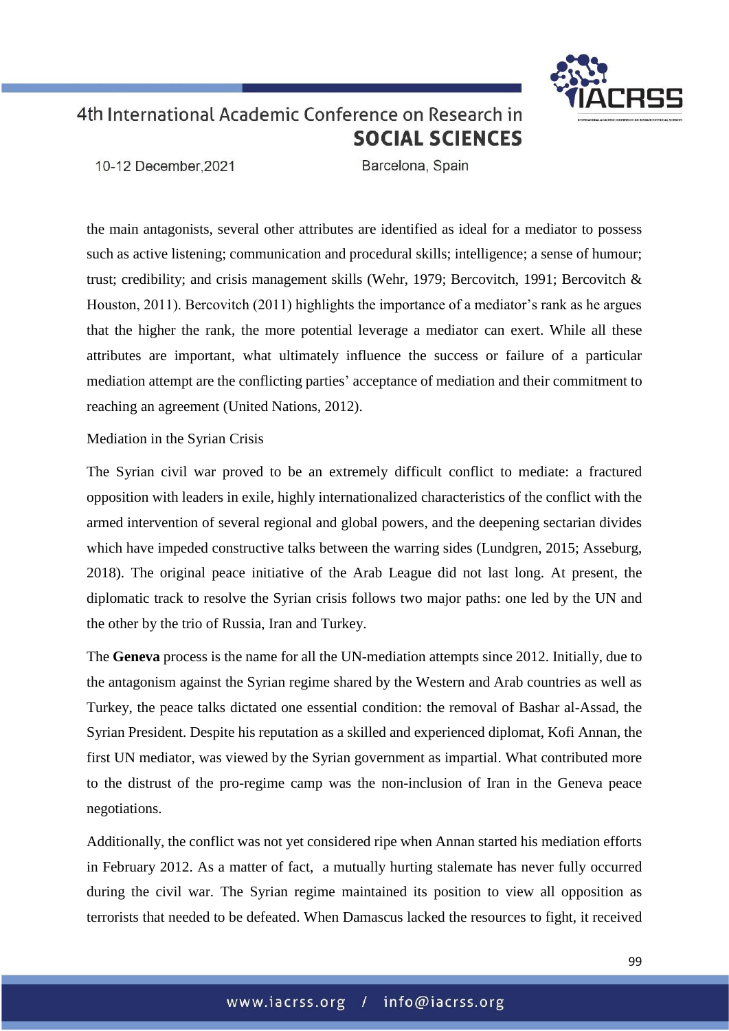the main antagonists, several other attributes are identified as ideal for a mediator to possess such as active listening; communication and procedural skills; intelligence; a sense of humour; trust; credibility; and crisis management skills (Wehr, 1979; Bercovitch, 1991; Bercovitch & Houston, 2011). Bercovitch (2011) highlights the importance of a mediator's rank as he argues that the higher the rank, the more potential leverage a mediator can exert. While all these attributes are important, what ultimately influence the success or failure of a particular mediation attempt are the conflicting parties' acceptance of mediation and their commitment to reaching an agreement (United Nations, 2012).

Mediation in the Syrian Crisis

The Syrian civil war proved to be an extremely difficult conflict to mediate: a fractured opposition with leaders in exile, highly internationalized characteristics of the conflict with the armed intervention of several regional and global powers, and the deepening sectarian divides which have impeded constructive talks between the warring sides (Lundgren, 2015; Asseburg, 2018). The original peace initiative of the Arab League did not last long. At present, the diplomatic track to resolve the Syrian crisis follows two major paths: one led by the UN and the other by the trio of Russia, Iran and Turkey.

The **Geneva** process is the name for all the UN-mediation attempts since 2012. Initially, due to the antagonism against the Syrian regime shared by the Western and Arab countries as well as Turkey, the peace talks dictated one essential condition: the removal of Bashar al-Assad, the Syrian President. Despite his reputation as a skilled and experienced diplomat, Kofi Annan, the first UN mediator, was viewed by the Syrian government as impartial. What contributed more to the distrust of the pro-regime camp was the non-inclusion of Iran in the Geneva peace negotiations.

Additionally, the conflict was not yet considered ripe when Annan started his mediation efforts in February 2012. As a matter of fact, a mutually hurting stalemate has never fully occurred during the civil war. The Syrian regime maintained its position to view all opposition as terrorists that needed to be defeated. When Damascus lacked the resources to fight, it received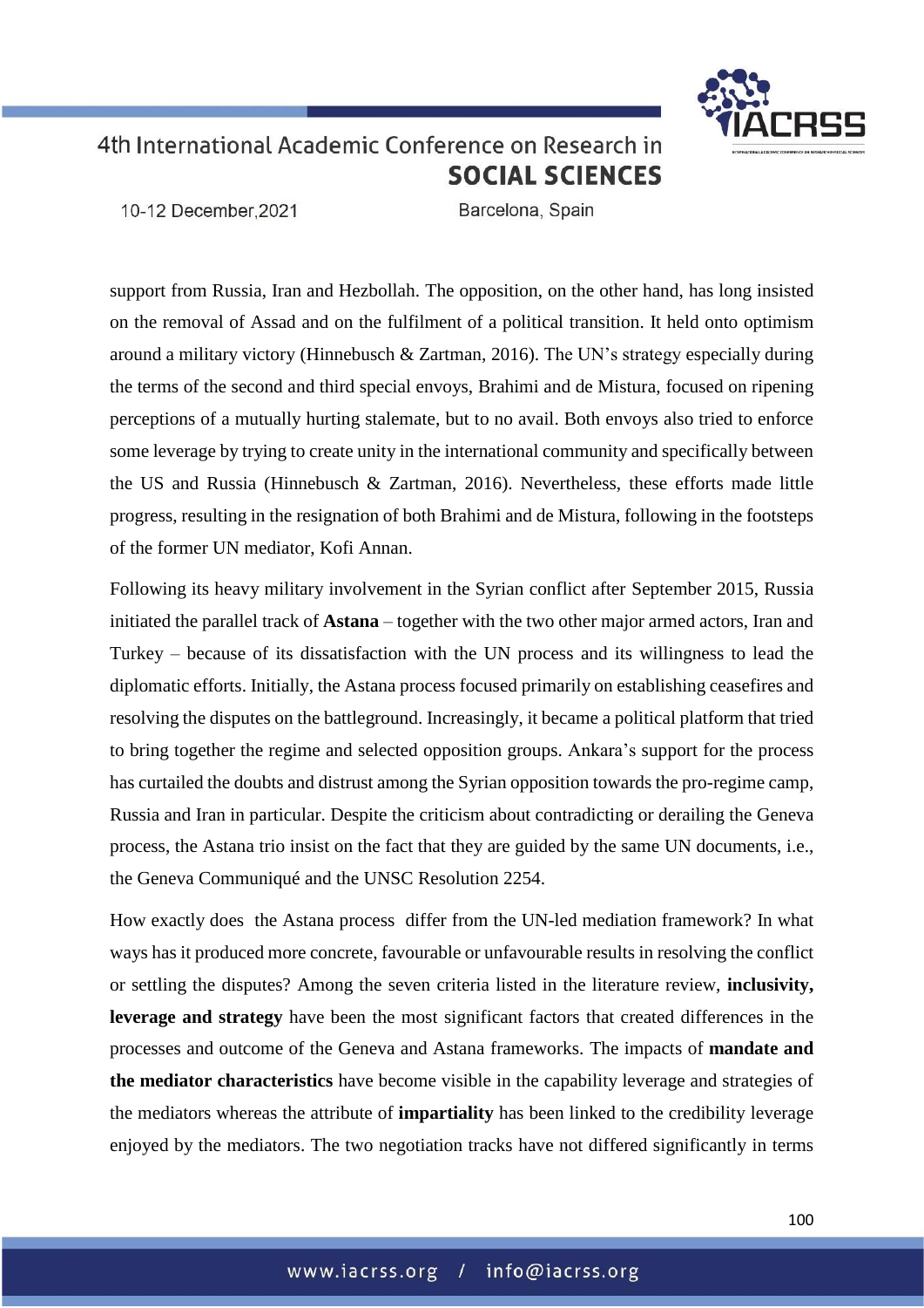support from Russia, Iran and Hezbollah. The opposition, on the other hand, has long insisted on the removal of Assad and on the fulfilment of a political transition. It held onto optimism around a military victory (Hinnebusch & Zartman, 2016). The UN's strategy especially during the terms of the second and third special envoys, Brahimi and de Mistura, focused on ripening perceptions of a mutually hurting stalemate, but to no avail. Both envoys also tried to enforce some leverage by trying to create unity in the international community and specifically between the US and Russia (Hinnebusch & Zartman, 2016). Nevertheless, these efforts made little progress, resulting in the resignation of both Brahimi and de Mistura, following in the footsteps of the former UN mediator, Kofi Annan.

Following its heavy military involvement in the Syrian conflict after September 2015, Russia initiated the parallel track of **Astana** – together with the two other major armed actors, Iran and Turkey – because of its dissatisfaction with the UN process and its willingness to lead the diplomatic efforts. Initially, the Astana process focused primarily on establishing ceasefires and resolving the disputes on the battleground. Increasingly, it became a political platform that tried to bring together the regime and selected opposition groups. Ankara's support for the process has curtailed the doubts and distrust among the Syrian opposition towards the pro-regime camp, Russia and Iran in particular. Despite the criticism about contradicting or derailing the Geneva process, the Astana trio insist on the fact that they are guided by the same UN documents, i.e., the Geneva Communiqué and the UNSC Resolution 2254.

How exactly does the Astana process differ from the UN-led mediation framework? In what ways has it produced more concrete, favourable or unfavourable results in resolving the conflict or settling the disputes? Among the seven criteria listed in the literature review, **inclusivity, leverage and strategy** have been the most significant factors that created differences in the processes and outcome of the Geneva and Astana frameworks. The impacts of **mandate and the mediator characteristics** have become visible in the capability leverage and strategies of the mediators whereas the attribute of **impartiality** has been linked to the credibility leverage enjoyed by the mediators. The two negotiation tracks have not differed significantly in terms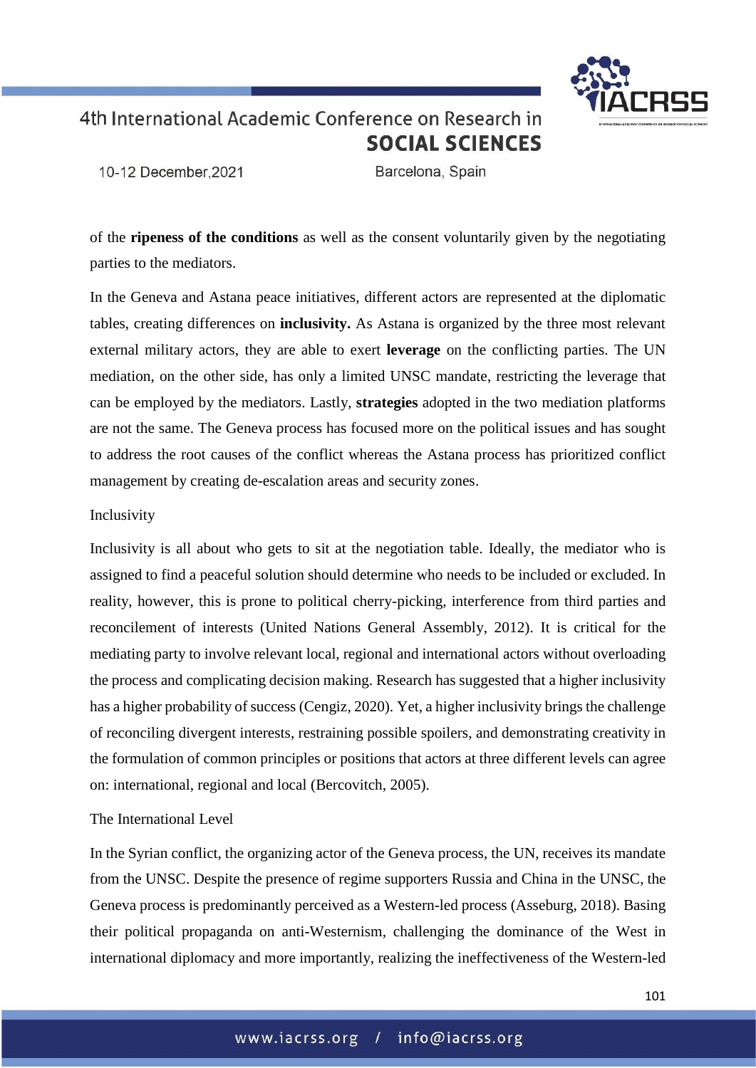of the **ripeness of the conditions** as well as the consent voluntarily given by the negotiating parties to the mediators.

In the Geneva and Astana peace initiatives, different actors are represented at the diplomatic tables, creating differences on **inclusivity.** As Astana is organized by the three most relevant external military actors, they are able to exert **leverage** on the conflicting parties. The UN mediation, on the other side, has only a limited UNSC mandate, restricting the leverage that can be employed by the mediators. Lastly, **strategies** adopted in the two mediation platforms are not the same. The Geneva process has focused more on the political issues and has sought to address the root causes of the conflict whereas the Astana process has prioritized conflict management by creating de-escalation areas and security zones.

## Inclusivity

Inclusivity is all about who gets to sit at the negotiation table. Ideally, the mediator who is assigned to find a peaceful solution should determine who needs to be included or excluded. In reality, however, this is prone to political cherry-picking, interference from third parties and reconcilement of interests (United Nations General Assembly, 2012). It is critical for the mediating party to involve relevant local, regional and international actors without overloading the process and complicating decision making. Research has suggested that a higher inclusivity has a higher probability of success (Cengiz, 2020). Yet, a higher inclusivity brings the challenge of reconciling divergent interests, restraining possible spoilers, and demonstrating creativity in the formulation of common principles or positions that actors at three different levels can agree on: international, regional and local (Bercovitch, 2005).

### The International Level

In the Syrian conflict, the organizing actor of the Geneva process, the UN, receives its mandate from the UNSC. Despite the presence of regime supporters Russia and China in the UNSC, the Geneva process is predominantly perceived as a Western-led process (Asseburg, 2018). Basing their political propaganda on anti-Westernism, challenging the dominance of the West in international diplomacy and more importantly, realizing the ineffectiveness of the Western-led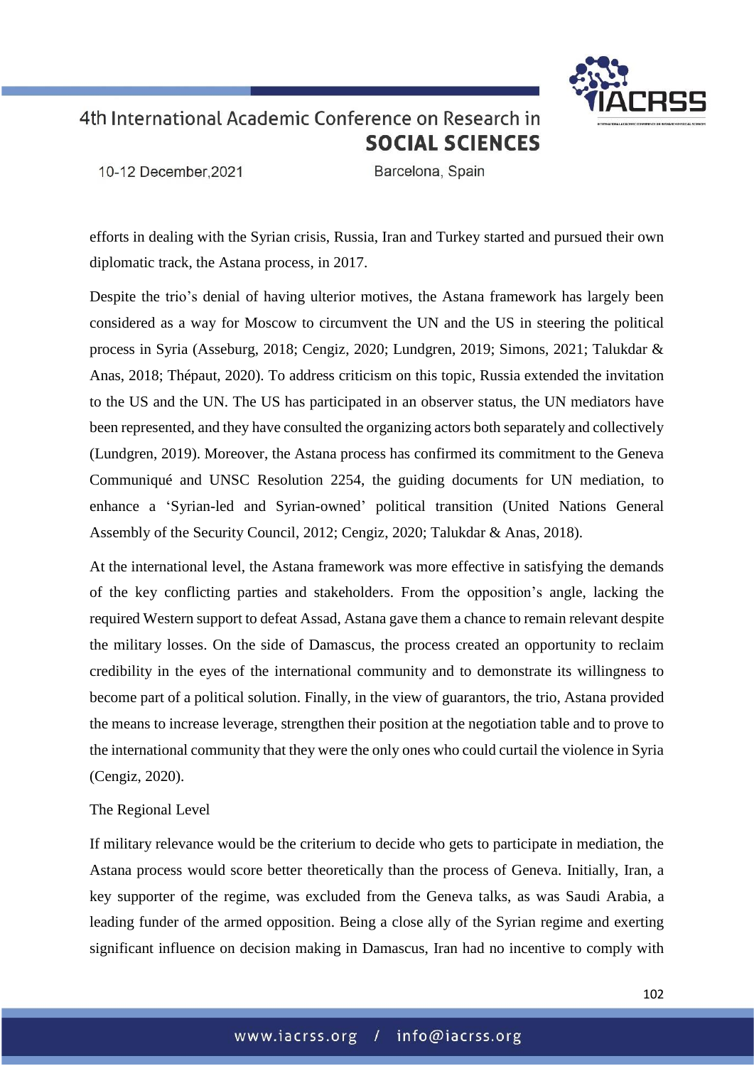efforts in dealing with the Syrian crisis, Russia, Iran and Turkey started and pursued their own diplomatic track, the Astana process, in 2017.

Despite the trio's denial of having ulterior motives, the Astana framework has largely been considered as a way for Moscow to circumvent the UN and the US in steering the political process in Syria (Asseburg, 2018; Cengiz, 2020; Lundgren, 2019; Simons, 2021; Talukdar & Anas, 2018; Thépaut, 2020). To address criticism on this topic, Russia extended the invitation to the US and the UN. The US has participated in an observer status, the UN mediators have been represented, and they have consulted the organizing actors both separately and collectively (Lundgren, 2019). Moreover, the Astana process has confirmed its commitment to the Geneva Communiqué and UNSC Resolution 2254, the guiding documents for UN mediation, to enhance a 'Syrian-led and Syrian-owned' political transition (United Nations General Assembly of the Security Council, 2012; Cengiz, 2020; Talukdar & Anas, 2018).

At the international level, the Astana framework was more effective in satisfying the demands of the key conflicting parties and stakeholders. From the opposition's angle, lacking the required Western support to defeat Assad, Astana gave them a chance to remain relevant despite the military losses. On the side of Damascus, the process created an opportunity to reclaim credibility in the eyes of the international community and to demonstrate its willingness to become part of a political solution. Finally, in the view of guarantors, the trio, Astana provided the means to increase leverage, strengthen their position at the negotiation table and to prove to the international community that they were the only ones who could curtail the violence in Syria (Cengiz, 2020).

### The Regional Level

If military relevance would be the criterium to decide who gets to participate in mediation, the Astana process would score better theoretically than the process of Geneva. Initially, Iran, a key supporter of the regime, was excluded from the Geneva talks, as was Saudi Arabia, a leading funder of the armed opposition. Being a close ally of the Syrian regime and exerting significant influence on decision making in Damascus, Iran had no incentive to comply with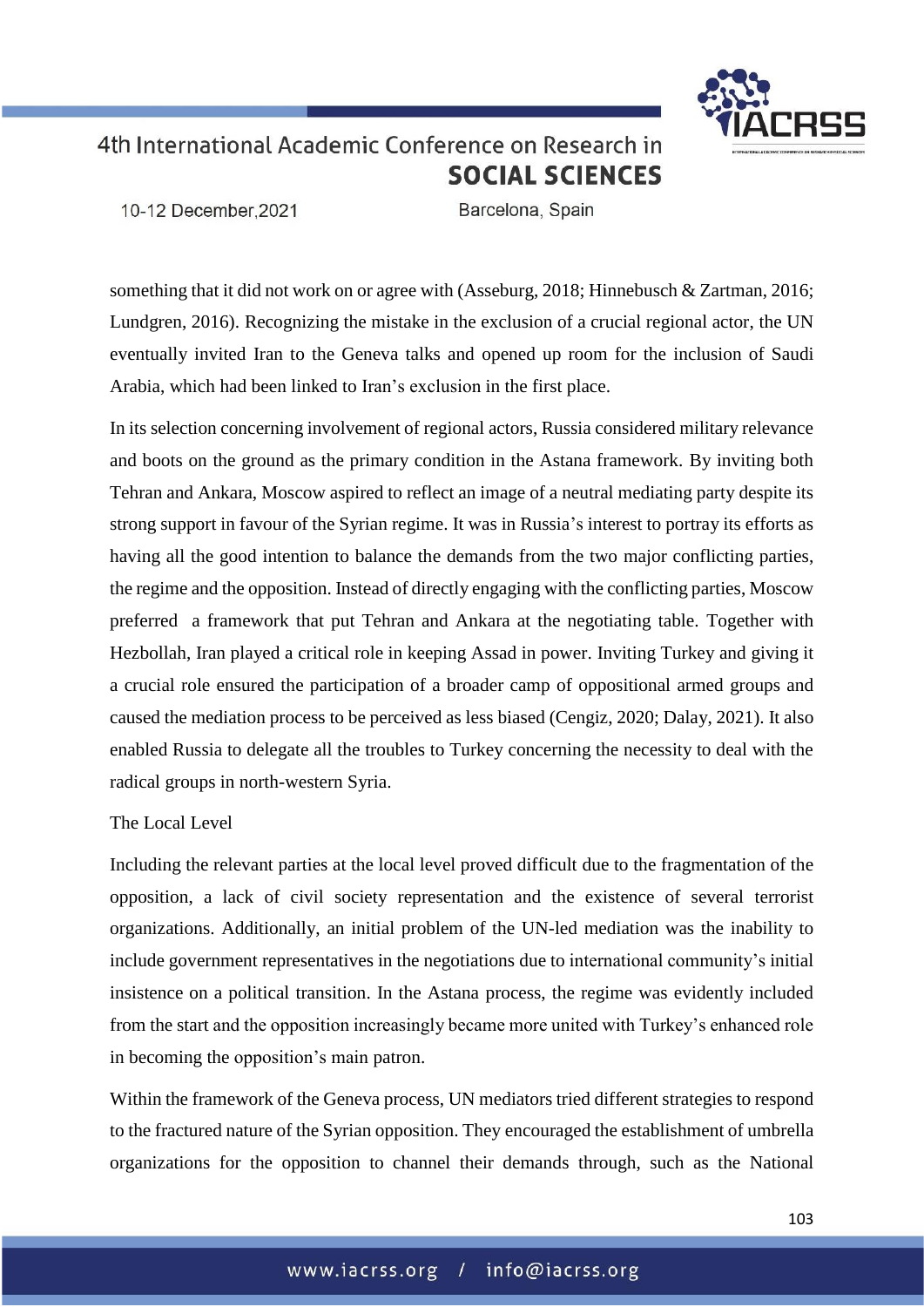something that it did not work on or agree with (Asseburg, 2018; Hinnebusch & Zartman, 2016; Lundgren, 2016). Recognizing the mistake in the exclusion of a crucial regional actor, the UN eventually invited Iran to the Geneva talks and opened up room for the inclusion of Saudi Arabia, which had been linked to Iran's exclusion in the first place.

In its selection concerning involvement of regional actors, Russia considered military relevance and boots on the ground as the primary condition in the Astana framework. By inviting both Tehran and Ankara, Moscow aspired to reflect an image of a neutral mediating party despite its strong support in favour of the Syrian regime. It was in Russia's interest to portray its efforts as having all the good intention to balance the demands from the two major conflicting parties, the regime and the opposition. Instead of directly engaging with the conflicting parties, Moscow preferred a framework that put Tehran and Ankara at the negotiating table. Together with Hezbollah, Iran played a critical role in keeping Assad in power. Inviting Turkey and giving it a crucial role ensured the participation of a broader camp of oppositional armed groups and caused the mediation process to be perceived as less biased (Cengiz, 2020; Dalay, 2021). It also enabled Russia to delegate all the troubles to Turkey concerning the necessity to deal with the radical groups in north-western Syria.

### The Local Level

Including the relevant parties at the local level proved difficult due to the fragmentation of the opposition, a lack of civil society representation and the existence of several terrorist organizations. Additionally, an initial problem of the UN-led mediation was the inability to include government representatives in the negotiations due to international community's initial insistence on a political transition. In the Astana process, the regime was evidently included from the start and the opposition increasingly became more united with Turkey's enhanced role in becoming the opposition's main patron.

Within the framework of the Geneva process, UN mediators tried different strategies to respond to the fractured nature of the Syrian opposition. They encouraged the establishment of umbrella organizations for the opposition to channel their demands through, such as the National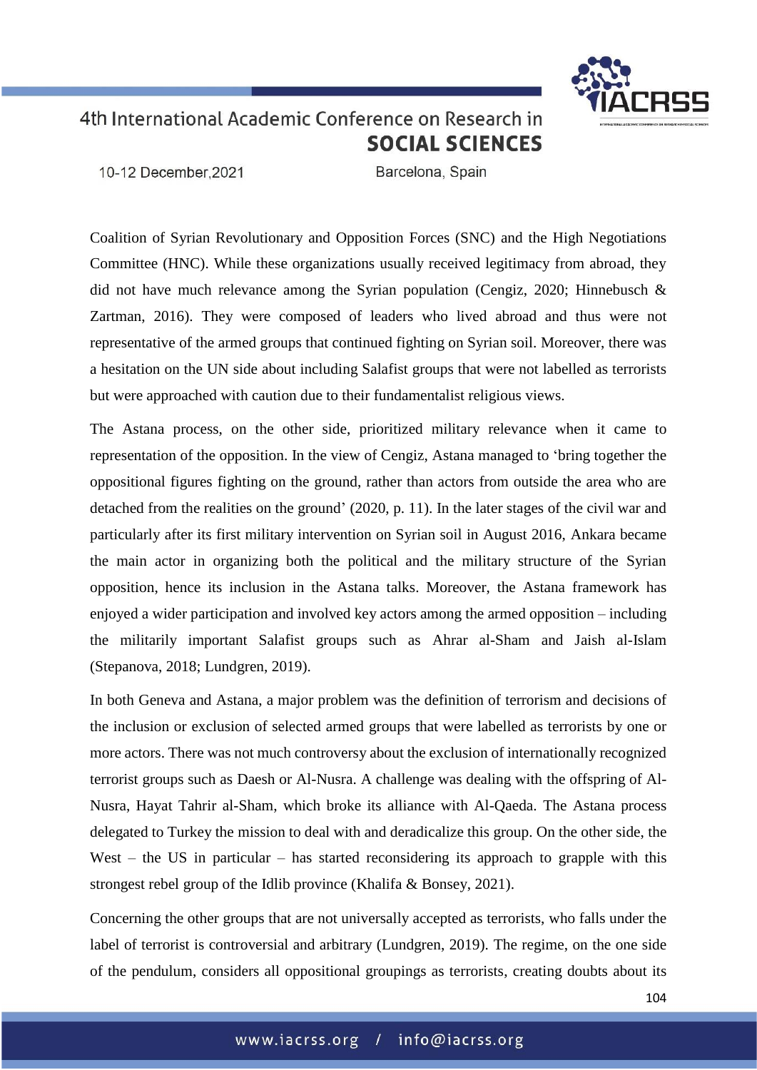Coalition of Syrian Revolutionary and Opposition Forces (SNC) and the High Negotiations Committee (HNC). While these organizations usually received legitimacy from abroad, they did not have much relevance among the Syrian population (Cengiz, 2020; Hinnebusch & Zartman, 2016). They were composed of leaders who lived abroad and thus were not representative of the armed groups that continued fighting on Syrian soil. Moreover, there was a hesitation on the UN side about including Salafist groups that were not labelled as terrorists but were approached with caution due to their fundamentalist religious views.

The Astana process, on the other side, prioritized military relevance when it came to representation of the opposition. In the view of Cengiz, Astana managed to 'bring together the oppositional figures fighting on the ground, rather than actors from outside the area who are detached from the realities on the ground' (2020, p. 11). In the later stages of the civil war and particularly after its first military intervention on Syrian soil in August 2016, Ankara became the main actor in organizing both the political and the military structure of the Syrian opposition, hence its inclusion in the Astana talks. Moreover, the Astana framework has enjoyed a wider participation and involved key actors among the armed opposition – including the militarily important Salafist groups such as Ahrar al-Sham and Jaish al-Islam (Stepanova, 2018; Lundgren, 2019).

In both Geneva and Astana, a major problem was the definition of terrorism and decisions of the inclusion or exclusion of selected armed groups that were labelled as terrorists by one or more actors. There was not much controversy about the exclusion of internationally recognized terrorist groups such as Daesh or Al-Nusra. A challenge was dealing with the offspring of Al-Nusra, Hayat Tahrir al-Sham, which broke its alliance with Al-Qaeda. The Astana process delegated to Turkey the mission to deal with and deradicalize this group. On the other side, the West – the US in particular – has started reconsidering its approach to grapple with this strongest rebel group of the Idlib province (Khalifa & Bonsey, 2021).

Concerning the other groups that are not universally accepted as terrorists, who falls under the label of terrorist is controversial and arbitrary (Lundgren, 2019). The regime, on the one side of the pendulum, considers all oppositional groupings as terrorists, creating doubts about its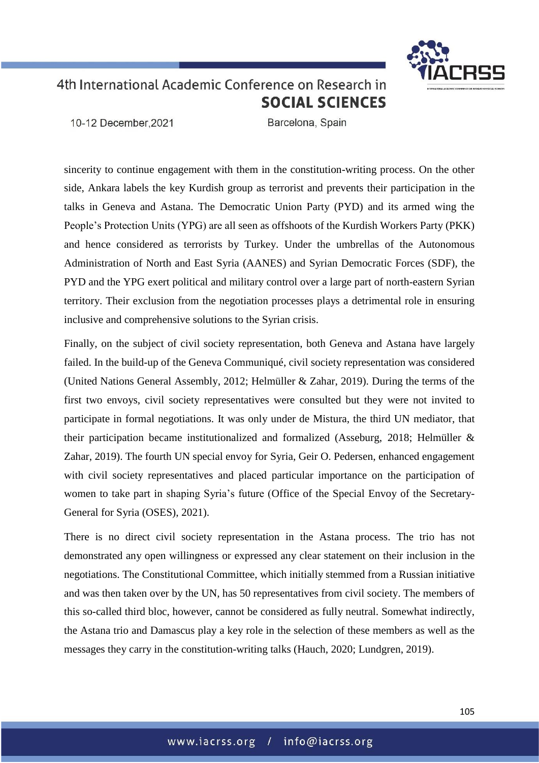sincerity to continue engagement with them in the constitution-writing process. On the other side, Ankara labels the key Kurdish group as terrorist and prevents their participation in the talks in Geneva and Astana. The Democratic Union Party (PYD) and its armed wing the People's Protection Units (YPG) are all seen as offshoots of the Kurdish Workers Party (PKK) and hence considered as terrorists by Turkey. Under the umbrellas of the Autonomous Administration of North and East Syria (AANES) and Syrian Democratic Forces (SDF), the PYD and the YPG exert political and military control over a large part of north-eastern Syrian territory. Their exclusion from the negotiation processes plays a detrimental role in ensuring inclusive and comprehensive solutions to the Syrian crisis.

Finally, on the subject of civil society representation, both Geneva and Astana have largely failed. In the build-up of the Geneva Communiqué, civil society representation was considered (United Nations General Assembly, 2012; Helmüller & Zahar, 2019). During the terms of the first two envoys, civil society representatives were consulted but they were not invited to participate in formal negotiations. It was only under de Mistura, the third UN mediator, that their participation became institutionalized and formalized (Asseburg, 2018; Helmüller & Zahar, 2019). The fourth UN special envoy for Syria, Geir O. Pedersen, enhanced engagement with civil society representatives and placed particular importance on the participation of women to take part in shaping Syria's future (Office of the Special Envoy of the Secretary-General for Syria (OSES), 2021).

There is no direct civil society representation in the Astana process. The trio has not demonstrated any open willingness or expressed any clear statement on their inclusion in the negotiations. The Constitutional Committee, which initially stemmed from a Russian initiative and was then taken over by the UN, has 50 representatives from civil society. The members of this so-called third bloc, however, cannot be considered as fully neutral. Somewhat indirectly, the Astana trio and Damascus play a key role in the selection of these members as well as the messages they carry in the constitution-writing talks (Hauch, 2020; Lundgren, 2019).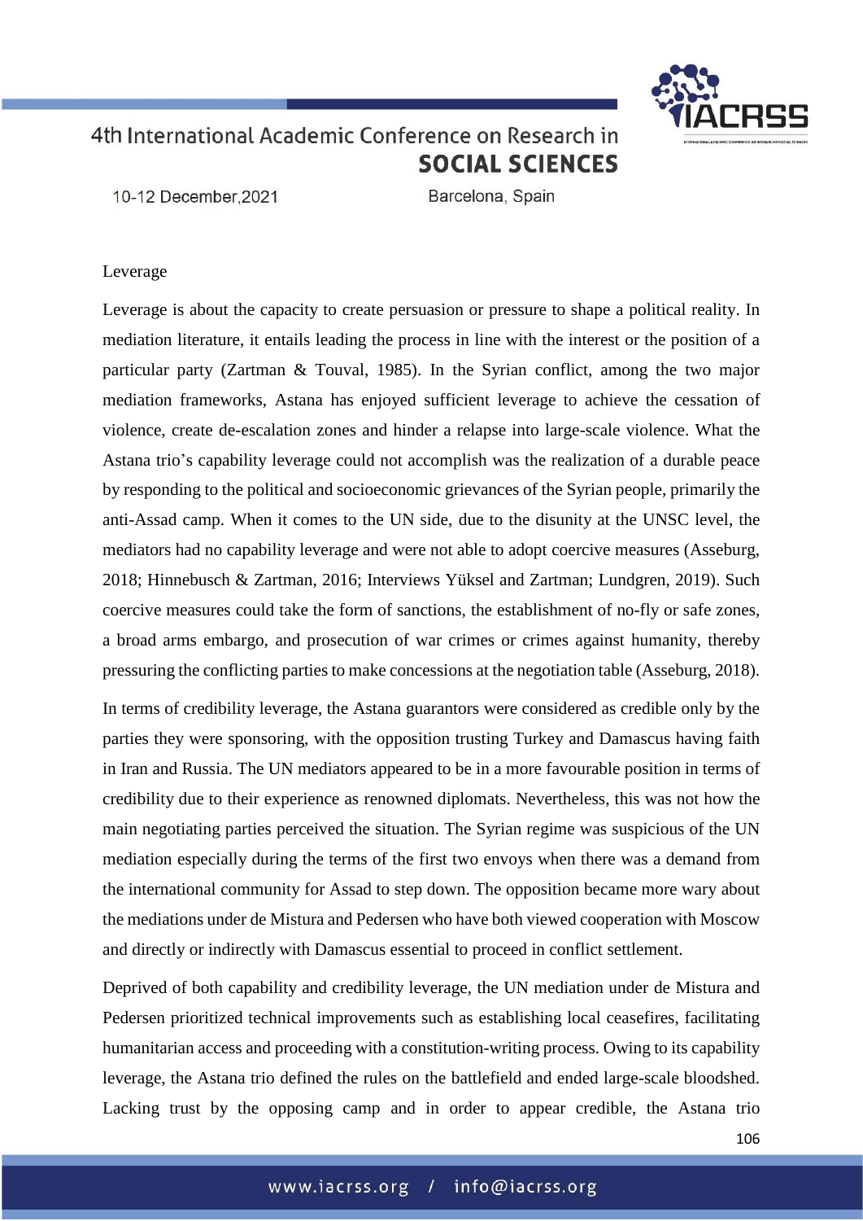### Leverage

Leverage is about the capacity to create persuasion or pressure to shape a political reality. In mediation literature, it entails leading the process in line with the interest or the position of a particular party (Zartman & Touval, 1985). In the Syrian conflict, among the two major mediation frameworks, Astana has enjoyed sufficient leverage to achieve the cessation of violence, create de-escalation zones and hinder a relapse into large-scale violence. What the Astana trio's capability leverage could not accomplish was the realization of a durable peace by responding to the political and socioeconomic grievances of the Syrian people, primarily the anti-Assad camp. When it comes to the UN side, due to the disunity at the UNSC level, the mediators had no capability leverage and were not able to adopt coercive measures (Asseburg, 2018; Hinnebusch & Zartman, 2016; Interviews Yüksel and Zartman; Lundgren, 2019). Such coercive measures could take the form of sanctions, the establishment of no-fly or safe zones, a broad arms embargo, and prosecution of war crimes or crimes against humanity, thereby pressuring the conflicting parties to make concessions at the negotiation table (Asseburg, 2018).

In terms of credibility leverage, the Astana guarantors were considered as credible only by the parties they were sponsoring, with the opposition trusting Turkey and Damascus having faith in Iran and Russia. The UN mediators appeared to be in a more favourable position in terms of credibility due to their experience as renowned diplomats. Nevertheless, this was not how the main negotiating parties perceived the situation. The Syrian regime was suspicious of the UN mediation especially during the terms of the first two envoys when there was a demand from the international community for Assad to step down. The opposition became more wary about the mediations under de Mistura and Pedersen who have both viewed cooperation with Moscow and directly or indirectly with Damascus essential to proceed in conflict settlement.

Deprived of both capability and credibility leverage, the UN mediation under de Mistura and Pedersen prioritized technical improvements such as establishing local ceasefires, facilitating humanitarian access and proceeding with a constitution-writing process. Owing to its capability leverage, the Astana trio defined the rules on the battlefield and ended large-scale bloodshed. Lacking trust by the opposing camp and in order to appear credible, the Astana trio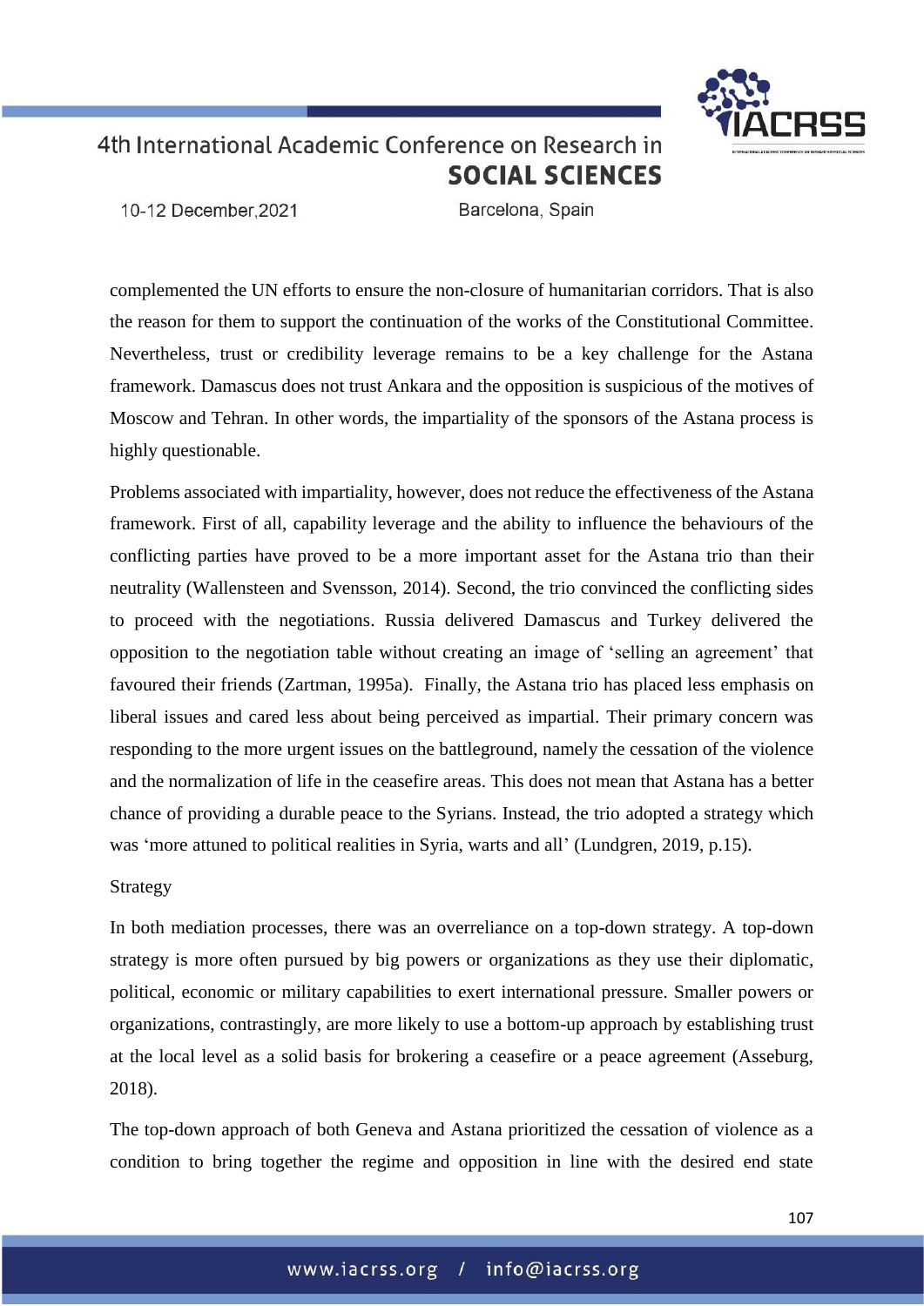complemented the UN efforts to ensure the non-closure of humanitarian corridors. That is also the reason for them to support the continuation of the works of the Constitutional Committee. Nevertheless, trust or credibility leverage remains to be a key challenge for the Astana framework. Damascus does not trust Ankara and the opposition is suspicious of the motives of Moscow and Tehran. In other words, the impartiality of the sponsors of the Astana process is highly questionable.

Problems associated with impartiality, however, does not reduce the effectiveness of the Astana framework. First of all, capability leverage and the ability to influence the behaviours of the conflicting parties have proved to be a more important asset for the Astana trio than their neutrality (Wallensteen and Svensson, 2014). Second, the trio convinced the conflicting sides to proceed with the negotiations. Russia delivered Damascus and Turkey delivered the opposition to the negotiation table without creating an image of 'selling an agreement' that favoured their friends (Zartman, 1995a). Finally, the Astana trio has placed less emphasis on liberal issues and cared less about being perceived as impartial. Their primary concern was responding to the more urgent issues on the battleground, namely the cessation of the violence and the normalization of life in the ceasefire areas. This does not mean that Astana has a better chance of providing a durable peace to the Syrians. Instead, the trio adopted a strategy which was 'more attuned to political realities in Syria, warts and all' (Lundgren, 2019, p.15).

Strategy

In both mediation processes, there was an overreliance on a top-down strategy. A top-down strategy is more often pursued by big powers or organizations as they use their diplomatic, political, economic or military capabilities to exert international pressure. Smaller powers or organizations, contrastingly, are more likely to use a bottom-up approach by establishing trust at the local level as a solid basis for brokering a ceasefire or a peace agreement (Asseburg, 2018).

The top-down approach of both Geneva and Astana prioritized the cessation of violence as a condition to bring together the regime and opposition in line with the desired end state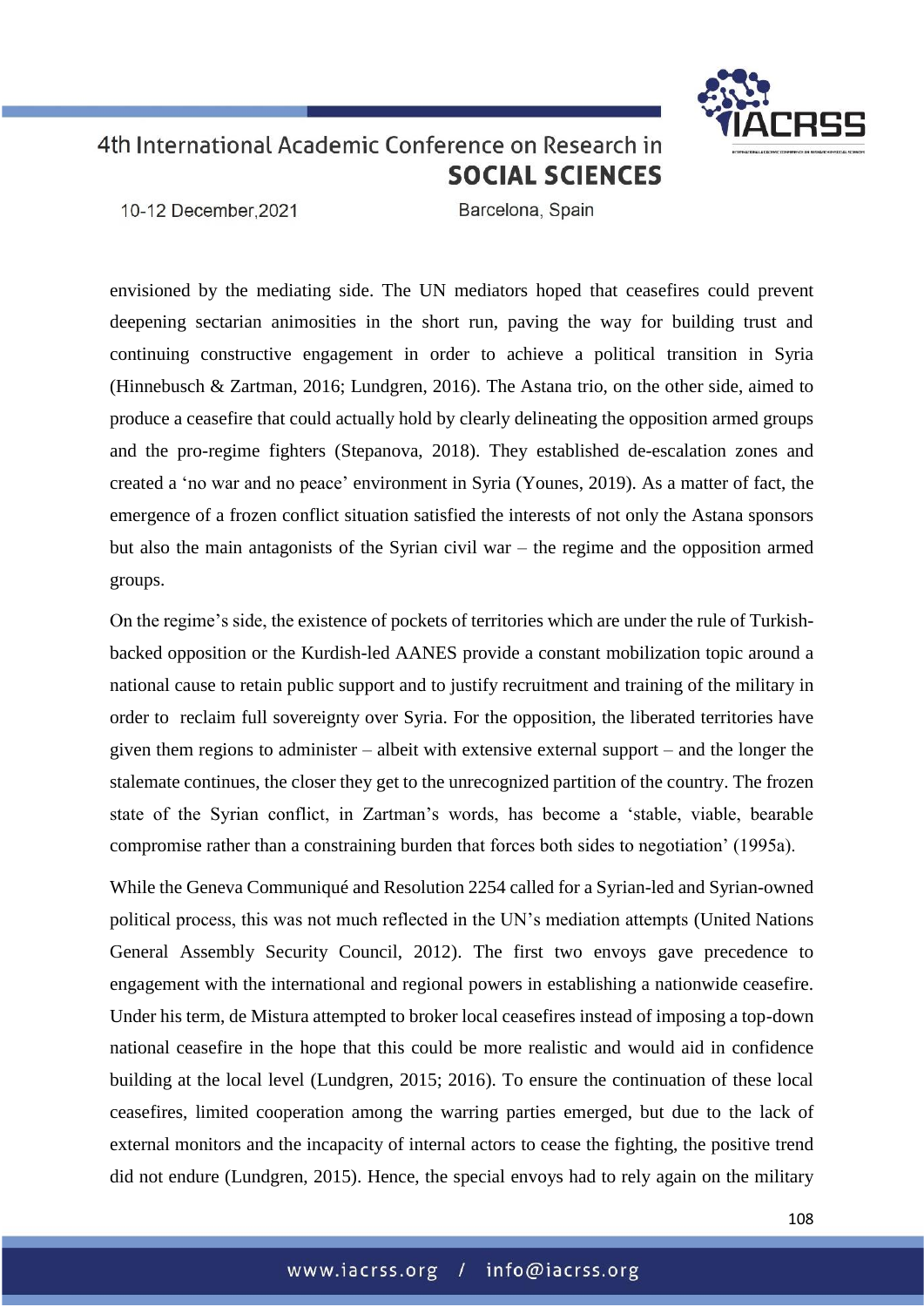envisioned by the mediating side. The UN mediators hoped that ceasefires could prevent deepening sectarian animosities in the short run, paving the way for building trust and continuing constructive engagement in order to achieve a political transition in Syria (Hinnebusch & Zartman, 2016; Lundgren, 2016). The Astana trio, on the other side, aimed to produce a ceasefire that could actually hold by clearly delineating the opposition armed groups and the pro-regime fighters (Stepanova, 2018). They established de-escalation zones and created a 'no war and no peace' environment in Syria (Younes, 2019). As a matter of fact, the emergence of a frozen conflict situation satisfied the interests of not only the Astana sponsors but also the main antagonists of the Syrian civil war – the regime and the opposition armed groups.

On the regime's side, the existence of pockets of territories which are under the rule of Turkish-backed opposition or the Kurdish-led AANES provide a constant mobilization topic around a national cause to retain public support and to justify recruitment and training of the military in order to reclaim full sovereignty over Syria. For the opposition, the liberated territories have given them regions to administer – albeit with extensive external support – and the longer the stalemate continues, the closer they get to the unrecognized partition of the country. The frozen state of the Syrian conflict, in Zartman's words, has become a 'stable, viable, bearable compromise rather than a constraining burden that forces both sides to negotiation' (1995a).

While the Geneva Communiqué and Resolution 2254 called for a Syrian-led and Syrian-owned political process, this was not much reflected in the UN's mediation attempts (United Nations General Assembly Security Council, 2012). The first two envoys gave precedence to engagement with the international and regional powers in establishing a nationwide ceasefire. Under his term, de Mistura attempted to broker local ceasefires instead of imposing a top-down national ceasefire in the hope that this could be more realistic and would aid in confidence building at the local level (Lundgren, 2015; 2016). To ensure the continuation of these local ceasefires, limited cooperation among the warring parties emerged, but due to the lack of external monitors and the incapacity of internal actors to cease the fighting, the positive trend did not endure (Lundgren, 2015). Hence, the special envoys had to rely again on the military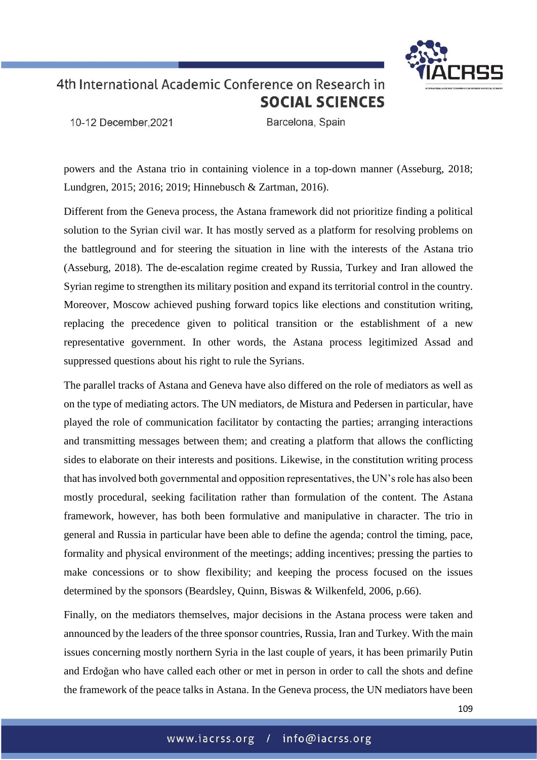powers and the Astana trio in containing violence in a top-down manner (Asseburg, 2018; Lundgren, 2015; 2016; 2019; Hinnebusch & Zartman, 2016).

Different from the Geneva process, the Astana framework did not prioritize finding a political solution to the Syrian civil war. It has mostly served as a platform for resolving problems on the battleground and for steering the situation in line with the interests of the Astana trio (Asseburg, 2018). The de-escalation regime created by Russia, Turkey and Iran allowed the Syrian regime to strengthen its military position and expand its territorial control in the country. Moreover, Moscow achieved pushing forward topics like elections and constitution writing, replacing the precedence given to political transition or the establishment of a new representative government. In other words, the Astana process legitimized Assad and suppressed questions about his right to rule the Syrians.

The parallel tracks of Astana and Geneva have also differed on the role of mediators as well as on the type of mediating actors. The UN mediators, de Mistura and Pedersen in particular, have played the role of communication facilitator by contacting the parties; arranging interactions and transmitting messages between them; and creating a platform that allows the conflicting sides to elaborate on their interests and positions. Likewise, in the constitution writing process that has involved both governmental and opposition representatives, the UN's role has also been mostly procedural, seeking facilitation rather than formulation of the content. The Astana framework, however, has both been formulative and manipulative in character. The trio in general and Russia in particular have been able to define the agenda; control the timing, pace, formality and physical environment of the meetings; adding incentives; pressing the parties to make concessions or to show flexibility; and keeping the process focused on the issues determined by the sponsors (Beardsley, Quinn, Biswas & Wilkenfeld, 2006, p.66).

Finally, on the mediators themselves, major decisions in the Astana process were taken and announced by the leaders of the three sponsor countries, Russia, Iran and Turkey. With the main issues concerning mostly northern Syria in the last couple of years, it has been primarily Putin and Erdoğan who have called each other or met in person in order to call the shots and define the framework of the peace talks in Astana. In the Geneva process, the UN mediators have been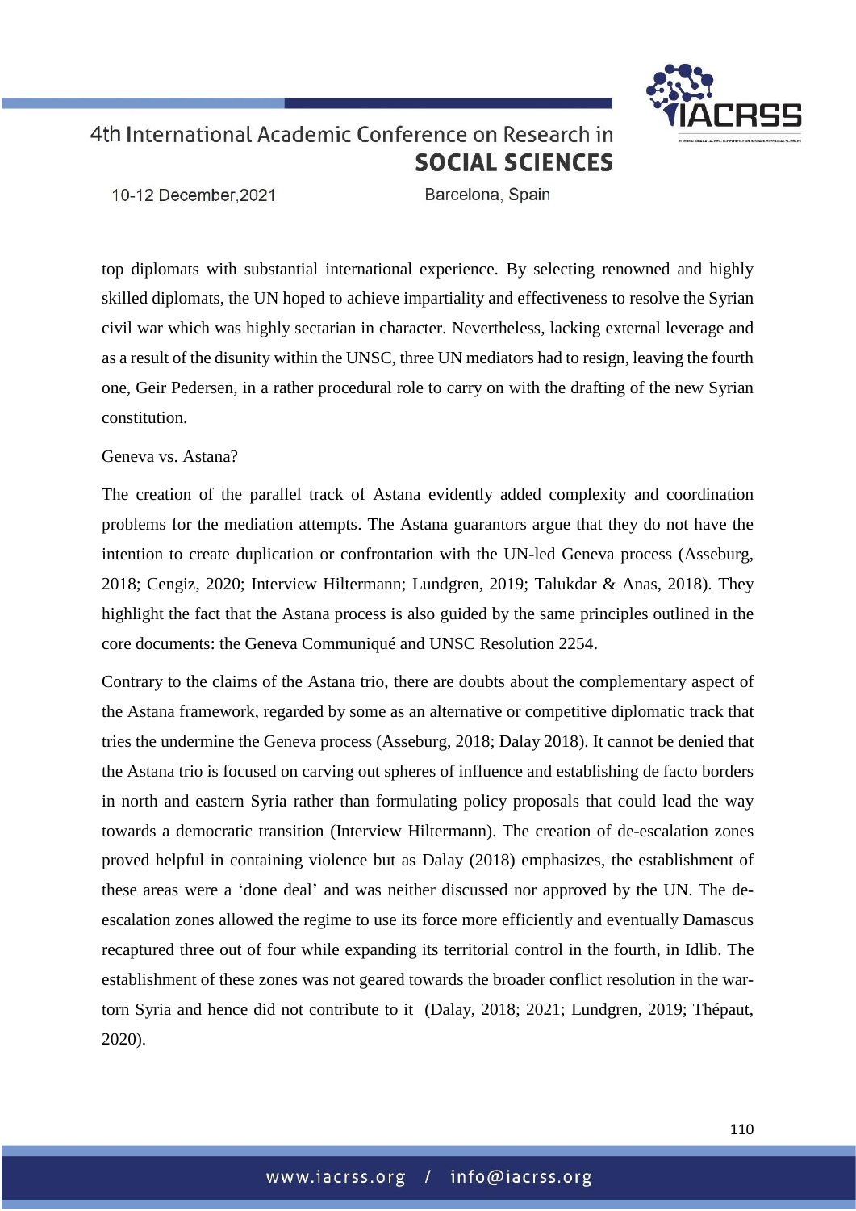top diplomats with substantial international experience. By selecting renowned and highly skilled diplomats, the UN hoped to achieve impartiality and effectiveness to resolve the Syrian civil war which was highly sectarian in character. Nevertheless, lacking external leverage and as a result of the disunity within the UNSC, three UN mediators had to resign, leaving the fourth one, Geir Pedersen, in a rather procedural role to carry on with the drafting of the new Syrian constitution.

Geneva vs. Astana?

The creation of the parallel track of Astana evidently added complexity and coordination problems for the mediation attempts. The Astana guarantors argue that they do not have the intention to create duplication or confrontation with the UN-led Geneva process (Asseburg, 2018; Cengiz, 2020; Interview Hiltermann; Lundgren, 2019; Talukdar & Anas, 2018). They highlight the fact that the Astana process is also guided by the same principles outlined in the core documents: the Geneva Communiqué and UNSC Resolution 2254.

Contrary to the claims of the Astana trio, there are doubts about the complementary aspect of the Astana framework, regarded by some as an alternative or competitive diplomatic track that tries the undermine the Geneva process (Asseburg, 2018; Dalay 2018). It cannot be denied that the Astana trio is focused on carving out spheres of influence and establishing de facto borders in north and eastern Syria rather than formulating policy proposals that could lead the way towards a democratic transition (Interview Hiltermann). The creation of de-escalation zones proved helpful in containing violence but as Dalay (2018) emphasizes, the establishment of these areas were a 'done deal' and was neither discussed nor approved by the UN. The de-escalation zones allowed the regime to use its force more efficiently and eventually Damascus recaptured three out of four while expanding its territorial control in the fourth, in Idlib. The establishment of these zones was not geared towards the broader conflict resolution in the war-torn Syria and hence did not contribute to it (Dalay, 2018; 2021; Lundgren, 2019; Thépaut, 2020).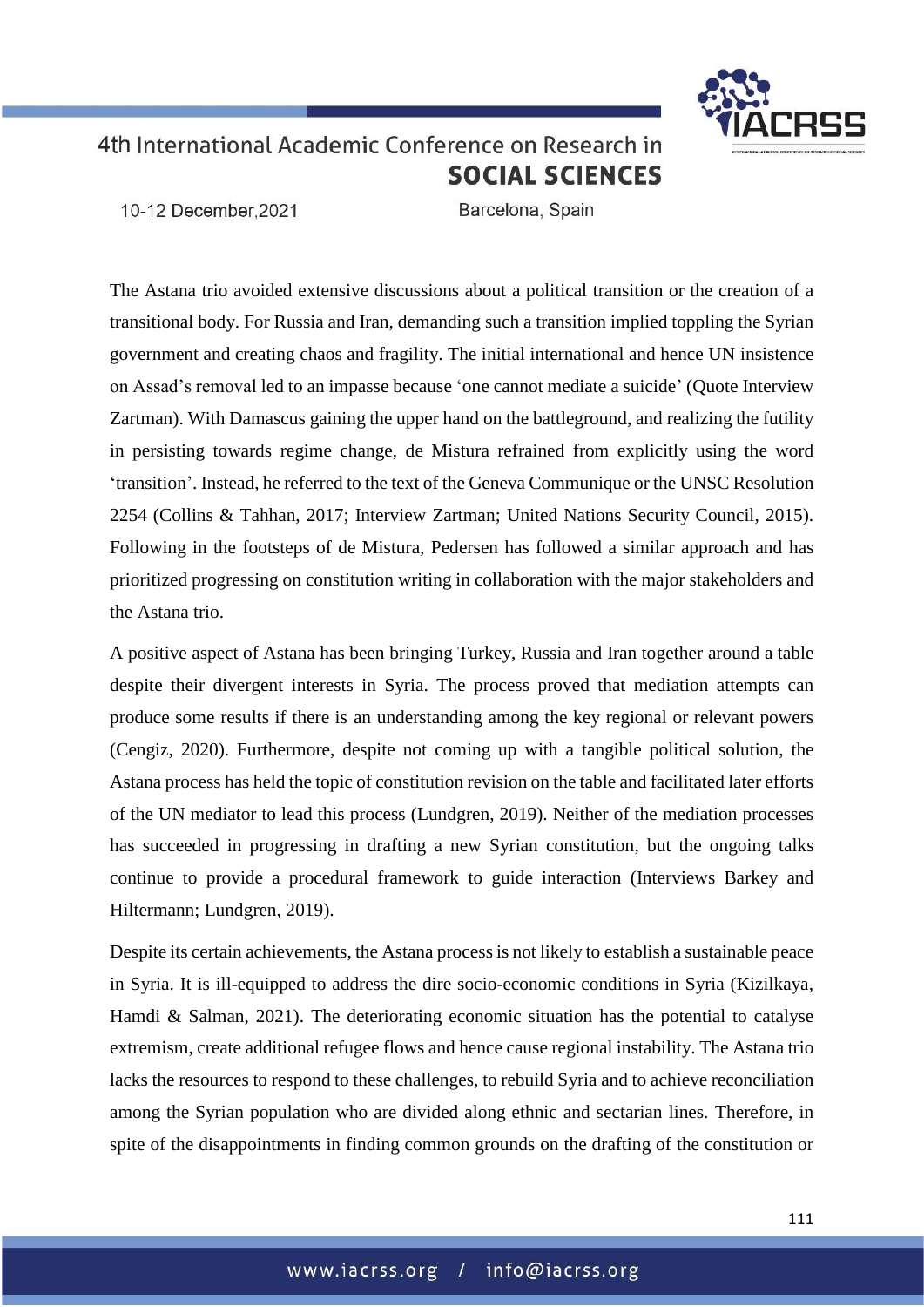The Astana trio avoided extensive discussions about a political transition or the creation of a transitional body. For Russia and Iran, demanding such a transition implied toppling the Syrian government and creating chaos and fragility. The initial international and hence UN insistence on Assad's removal led to an impasse because 'one cannot mediate a suicide' (Quote Interview Zartman). With Damascus gaining the upper hand on the battleground, and realizing the futility in persisting towards regime change, de Mistura refrained from explicitly using the word 'transition'. Instead, he referred to the text of the Geneva Communique or the UNSC Resolution 2254 (Collins & Tahhan, 2017; Interview Zartman; United Nations Security Council, 2015). Following in the footsteps of de Mistura, Pedersen has followed a similar approach and has prioritized progressing on constitution writing in collaboration with the major stakeholders and the Astana trio.

A positive aspect of Astana has been bringing Turkey, Russia and Iran together around a table despite their divergent interests in Syria. The process proved that mediation attempts can produce some results if there is an understanding among the key regional or relevant powers (Cengiz, 2020). Furthermore, despite not coming up with a tangible political solution, the Astana process has held the topic of constitution revision on the table and facilitated later efforts of the UN mediator to lead this process (Lundgren, 2019). Neither of the mediation processes has succeeded in progressing in drafting a new Syrian constitution, but the ongoing talks continue to provide a procedural framework to guide interaction (Interviews Barkey and Hiltermann; Lundgren, 2019).

Despite its certain achievements, the Astana process is not likely to establish a sustainable peace in Syria. It is ill-equipped to address the dire socio-economic conditions in Syria (Kizilkaya, Hamdi & Salman, 2021). The deteriorating economic situation has the potential to catalyse extremism, create additional refugee flows and hence cause regional instability. The Astana trio lacks the resources to respond to these challenges, to rebuild Syria and to achieve reconciliation among the Syrian population who are divided along ethnic and sectarian lines. Therefore, in spite of the disappointments in finding common grounds on the drafting of the constitution or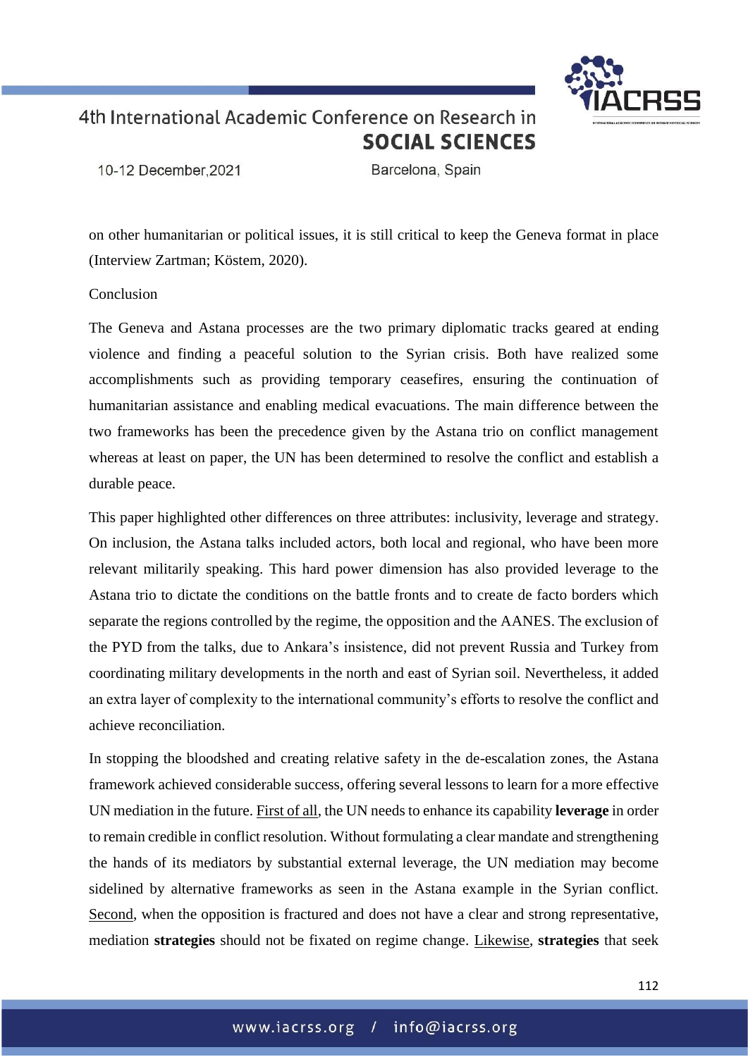on other humanitarian or political issues, it is still critical to keep the Geneva format in place (Interview Zartman; Köstem, 2020).

## Conclusion

The Geneva and Astana processes are the two primary diplomatic tracks geared at ending violence and finding a peaceful solution to the Syrian crisis. Both have realized some accomplishments such as providing temporary ceasefires, ensuring the continuation of humanitarian assistance and enabling medical evacuations. The main difference between the two frameworks has been the precedence given by the Astana trio on conflict management whereas at least on paper, the UN has been determined to resolve the conflict and establish a durable peace.

This paper highlighted other differences on three attributes: inclusivity, leverage and strategy. On inclusion, the Astana talks included actors, both local and regional, who have been more relevant militarily speaking. This hard power dimension has also provided leverage to the Astana trio to dictate the conditions on the battle fronts and to create de facto borders which separate the regions controlled by the regime, the opposition and the AANES. The exclusion of the PYD from the talks, due to Ankara's insistence, did not prevent Russia and Turkey from coordinating military developments in the north and east of Syrian soil. Nevertheless, it added an extra layer of complexity to the international community's efforts to resolve the conflict and achieve reconciliation.

In stopping the bloodshed and creating relative safety in the de-escalation zones, the Astana framework achieved considerable success, offering several lessons to learn for a more effective UN mediation in the future. First of all, the UN needs to enhance its capability **leverage** in order to remain credible in conflict resolution. Without formulating a clear mandate and strengthening the hands of its mediators by substantial external leverage, the UN mediation may become sidelined by alternative frameworks as seen in the Astana example in the Syrian conflict. Second, when the opposition is fractured and does not have a clear and strong representative, mediation **strategies** should not be fixated on regime change. Likewise, **strategies** that seek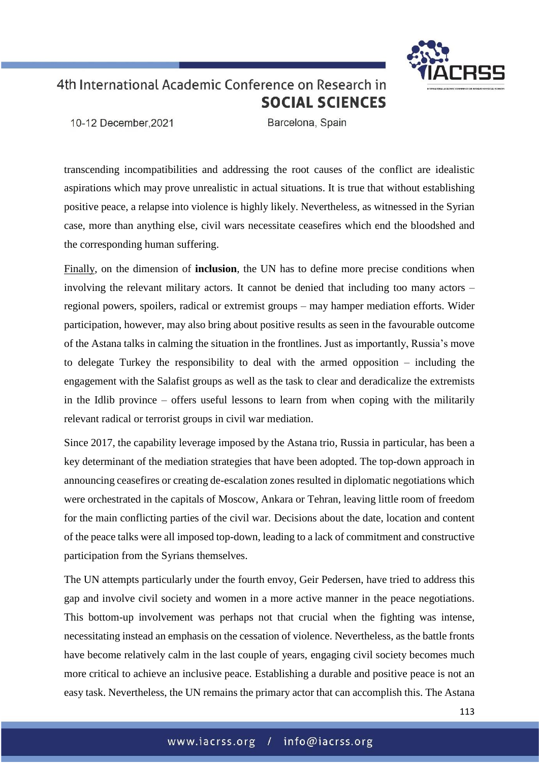transcending incompatibilities and addressing the root causes of the conflict are idealistic aspirations which may prove unrealistic in actual situations. It is true that without establishing positive peace, a relapse into violence is highly likely. Nevertheless, as witnessed in the Syrian case, more than anything else, civil wars necessitate ceasefires which end the bloodshed and the corresponding human suffering.

Finally, on the dimension of **inclusion**, the UN has to define more precise conditions when involving the relevant military actors. It cannot be denied that including too many actors – regional powers, spoilers, radical or extremist groups – may hamper mediation efforts. Wider participation, however, may also bring about positive results as seen in the favourable outcome of the Astana talks in calming the situation in the frontlines. Just as importantly, Russia's move to delegate Turkey the responsibility to deal with the armed opposition – including the engagement with the Salafist groups as well as the task to clear and deradicalize the extremists in the Idlib province – offers useful lessons to learn from when coping with the militarily relevant radical or terrorist groups in civil war mediation.

Since 2017, the capability leverage imposed by the Astana trio, Russia in particular, has been a key determinant of the mediation strategies that have been adopted. The top-down approach in announcing ceasefires or creating de-escalation zones resulted in diplomatic negotiations which were orchestrated in the capitals of Moscow, Ankara or Tehran, leaving little room of freedom for the main conflicting parties of the civil war. Decisions about the date, location and content of the peace talks were all imposed top-down, leading to a lack of commitment and constructive participation from the Syrians themselves.

The UN attempts particularly under the fourth envoy, Geir Pedersen, have tried to address this gap and involve civil society and women in a more active manner in the peace negotiations. This bottom-up involvement was perhaps not that crucial when the fighting was intense, necessitating instead an emphasis on the cessation of violence. Nevertheless, as the battle fronts have become relatively calm in the last couple of years, engaging civil society becomes much more critical to achieve an inclusive peace. Establishing a durable and positive peace is not an easy task. Nevertheless, the UN remains the primary actor that can accomplish this. The Astana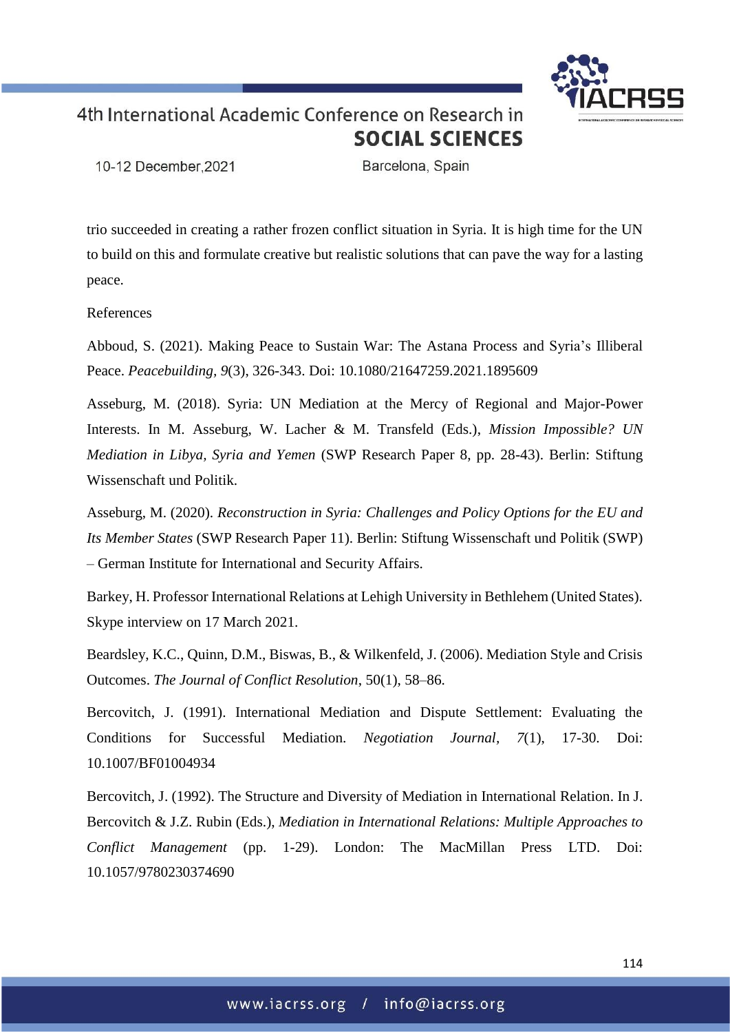trio succeeded in creating a rather frozen conflict situation in Syria. It is high time for the UN to build on this and formulate creative but realistic solutions that can pave the way for a lasting peace.

References

Abboud, S. (2021). Making Peace to Sustain War: The Astana Process and Syria's Illiberal Peace. *Peacebuilding, 9*(3), 326-343. Doi: 10.1080/21647259.2021.1895609

Asseburg, M. (2018). Syria: UN Mediation at the Mercy of Regional and Major-Power Interests. In M. Asseburg, W. Lacher & M. Transfeld (Eds.), *Mission Impossible? UN Mediation in Libya, Syria and Yemen* (SWP Research Paper 8, pp. 28-43). Berlin: Stiftung Wissenschaft und Politik.

Asseburg, M. (2020). *Reconstruction in Syria: Challenges and Policy Options for the EU and Its Member States* (SWP Research Paper 11). Berlin: Stiftung Wissenschaft und Politik (SWP) – German Institute for International and Security Affairs.

Barkey, H. Professor International Relations at Lehigh University in Bethlehem (United States). Skype interview on 17 March 2021.

Beardsley, K.C., Quinn, D.M., Biswas, B., & Wilkenfeld, J. (2006). Mediation Style and Crisis Outcomes. *The Journal of Conflict Resolution*, 50(1), 58–86.

Bercovitch, J. (1991). International Mediation and Dispute Settlement: Evaluating the Conditions for Successful Mediation. *Negotiation Journal, 7*(1), 17-30. Doi: 10.1007/BF01004934

Bercovitch, J. (1992). The Structure and Diversity of Mediation in International Relation. In J. Bercovitch & J.Z. Rubin (Eds.), *Mediation in International Relations: Multiple Approaches to Conflict Management* (pp. 1-29). London: The MacMillan Press LTD. Doi: 10.1057/9780230374690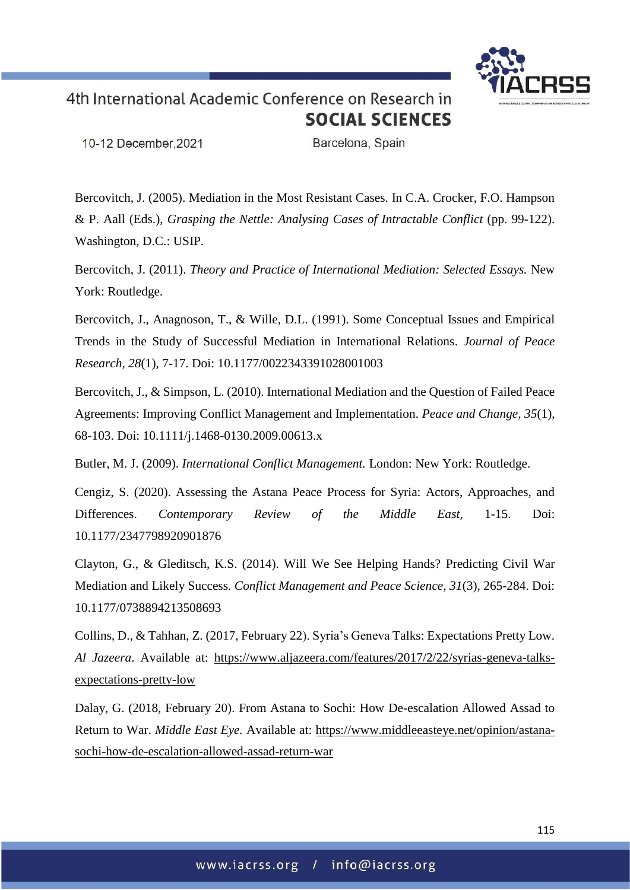Bercovitch, J. (2005). Mediation in the Most Resistant Cases. In C.A. Crocker, F.O. Hampson & P. Aall (Eds.), *Grasping the Nettle: Analysing Cases of Intractable Conflict* (pp. 99-122). Washington, D.C.: USIP.

Bercovitch, J. (2011). *Theory and Practice of International Mediation: Selected Essays.* New York: Routledge.

Bercovitch, J., Anagnoson, T., & Wille, D.L. (1991). Some Conceptual Issues and Empirical Trends in the Study of Successful Mediation in International Relations. *Journal of Peace Research, 28*(1), 7-17. Doi: 10.1177/0022343391028001003

Bercovitch, J., & Simpson, L. (2010). International Mediation and the Question of Failed Peace Agreements: Improving Conflict Management and Implementation. *Peace and Change, 35*(1), 68-103. Doi: 10.1111/j.1468-0130.2009.00613.x

Butler, M. J. (2009). *International Conflict Management.* London: New York: Routledge.

Cengiz, S. (2020). Assessing the Astana Peace Process for Syria: Actors, Approaches, and Differences. *Contemporary Review of the Middle East,* 1-15. Doi: 10.1177/2347798920901876

Clayton, G., & Gleditsch, K.S. (2014). Will We See Helping Hands? Predicting Civil War Mediation and Likely Success. *Conflict Management and Peace Science, 31*(3), 265-284. Doi: 10.1177/0738894213508693

Collins, D., & Tahhan, Z. (2017, February 22). Syria's Geneva Talks: Expectations Pretty Low. *Al Jazeera*. Available at: https://www.aljazeera.com/features/2017/2/22/syrias-geneva-talks-expectations-pretty-low

Dalay, G. (2018, February 20). From Astana to Sochi: How De-escalation Allowed Assad to Return to War. *Middle East Eye.* Available at: https://www.middleeasteye.net/opinion/astana-sochi-how-de-escalation-allowed-assad-return-war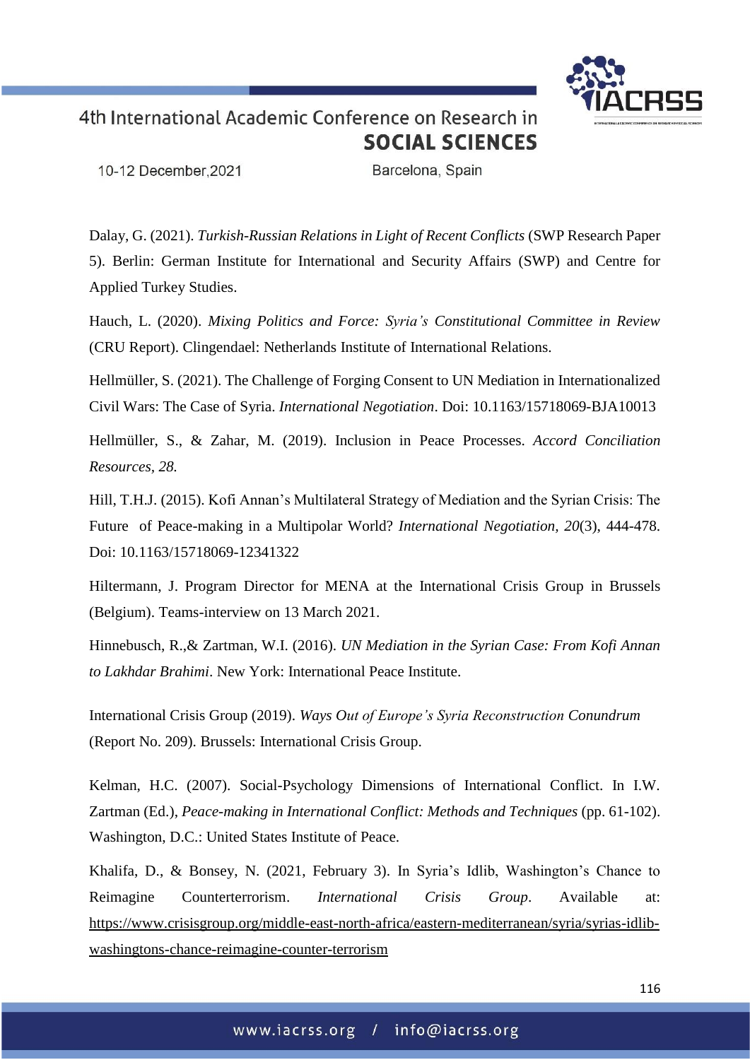Dalay, G. (2021). *Turkish-Russian Relations in Light of Recent Conflicts* (SWP Research Paper 5). Berlin: German Institute for International and Security Affairs (SWP) and Centre for Applied Turkey Studies.

Hauch, L. (2020). *Mixing Politics and Force: Syria's Constitutional Committee in Review* (CRU Report). Clingendael: Netherlands Institute of International Relations.

Hellmüller, S. (2021). The Challenge of Forging Consent to UN Mediation in Internationalized Civil Wars: The Case of Syria. *International Negotiation*. Doi: 10.1163/15718069-BJA10013

Hellmüller, S., & Zahar, M. (2019). Inclusion in Peace Processes. *Accord Conciliation Resources, 28.*

Hill, T.H.J. (2015). Kofi Annan's Multilateral Strategy of Mediation and the Syrian Crisis: The Future of Peace-making in a Multipolar World? *International Negotiation, 20*(3), 444-478. Doi: 10.1163/15718069-12341322

Hiltermann, J. Program Director for MENA at the International Crisis Group in Brussels (Belgium). Teams-interview on 13 March 2021.

Hinnebusch, R.,& Zartman, W.I. (2016). *UN Mediation in the Syrian Case: From Kofi Annan to Lakhdar Brahimi*. New York: International Peace Institute.

International Crisis Group (2019). *Ways Out of Europe's Syria Reconstruction Conundrum* (Report No. 209). Brussels: International Crisis Group.

Kelman, H.C. (2007). Social-Psychology Dimensions of International Conflict. In I.W. Zartman (Ed.), *Peace-making in International Conflict: Methods and Techniques* (pp. 61-102). Washington, D.C.: United States Institute of Peace.

Khalifa, D., & Bonsey, N. (2021, February 3). In Syria's Idlib, Washington's Chance to Reimagine Counterterrorism. *International Crisis Group*. Available at: https://www.crisisgroup.org/middle-east-north-africa/eastern-mediterranean/syria/syrias-idlib-washingtons-chance-reimagine-counter-terrorism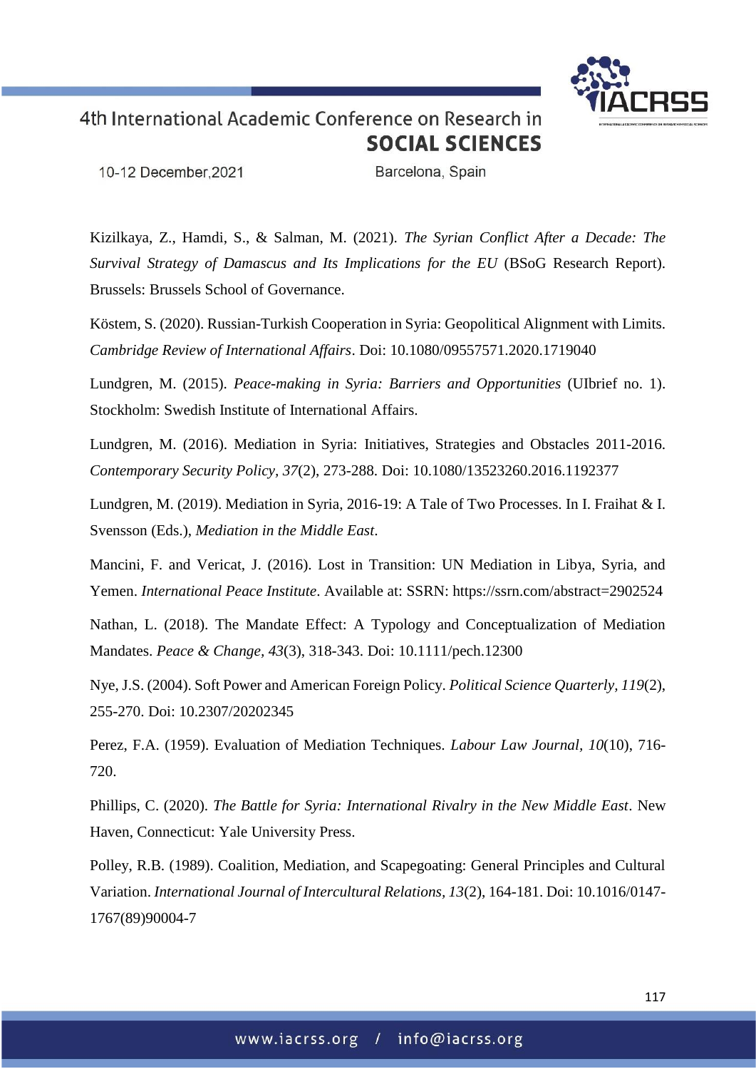Kizilkaya, Z., Hamdi, S., & Salman, M. (2021). *The Syrian Conflict After a Decade: The Survival Strategy of Damascus and Its Implications for the EU* (BSoG Research Report). Brussels: Brussels School of Governance.

Köstem, S. (2020). Russian-Turkish Cooperation in Syria: Geopolitical Alignment with Limits. *Cambridge Review of International Affairs*. Doi: 10.1080/09557571.2020.1719040

Lundgren, M. (2015). *Peace-making in Syria: Barriers and Opportunities* (UIbrief no. 1). Stockholm: Swedish Institute of International Affairs.

Lundgren, M. (2016). Mediation in Syria: Initiatives, Strategies and Obstacles 2011-2016. *Contemporary Security Policy*, *37*(2), 273-288. Doi: 10.1080/13523260.2016.1192377

Lundgren, M. (2019). Mediation in Syria, 2016-19: A Tale of Two Processes. In I. Fraihat & I. Svensson (Eds.), *Mediation in the Middle East*.

Mancini, F. and Vericat, J. (2016). Lost in Transition: UN Mediation in Libya, Syria, and Yemen. *International Peace Institute*. Available at: SSRN: https://ssrn.com/abstract=2902524

Nathan, L. (2018). The Mandate Effect: A Typology and Conceptualization of Mediation Mandates. *Peace & Change*, *43*(3), 318-343. Doi: 10.1111/pech.12300

Nye, J.S. (2004). Soft Power and American Foreign Policy. *Political Science Quarterly*, *119*(2), 255-270. Doi: 10.2307/20202345

Perez, F.A. (1959). Evaluation of Mediation Techniques. *Labour Law Journal*, *10*(10), 716-720.

Phillips, C. (2020). *The Battle for Syria: International Rivalry in the New Middle East*. New Haven, Connecticut: Yale University Press.

Polley, R.B. (1989). Coalition, Mediation, and Scapegoating: General Principles and Cultural Variation. *International Journal of Intercultural Relations*, *13*(2), 164-181. Doi: 10.1016/0147-1767(89)90004-7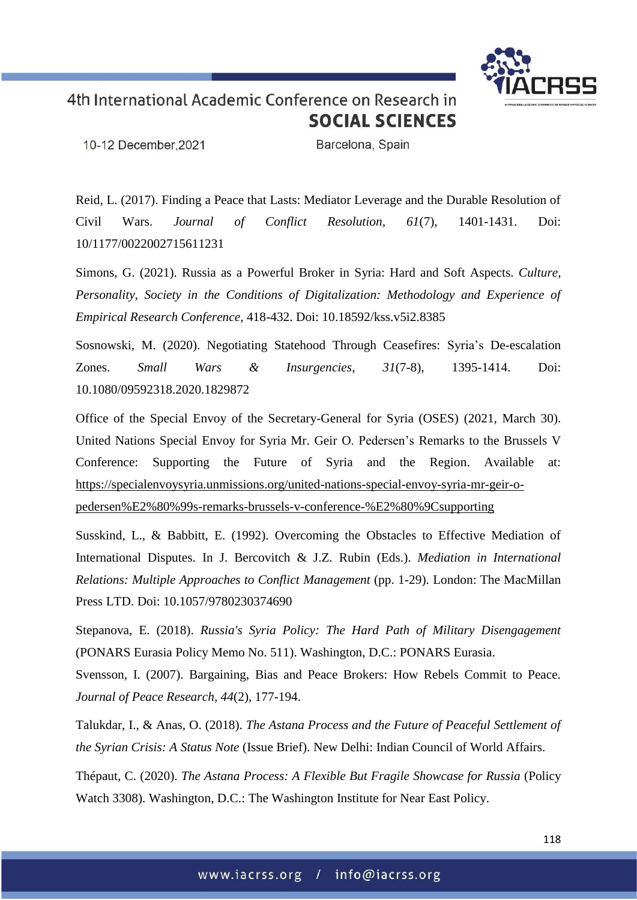Reid, L. (2017). Finding a Peace that Lasts: Mediator Leverage and the Durable Resolution of Civil Wars. *Journal of Conflict Resolution*, *61*(7), 1401-1431. Doi: 10/1177/0022002715611231

Simons, G. (2021). Russia as a Powerful Broker in Syria: Hard and Soft Aspects. *Culture, Personality, Society in the Conditions of Digitalization: Methodology and Experience of Empirical Research Conference*, 418-432. Doi: 10.18592/kss.v5i2.8385

Sosnowski, M. (2020). Negotiating Statehood Through Ceasefires: Syria's De-escalation Zones. *Small Wars & Insurgencies*, *31*(7-8), 1395-1414. Doi: 10.1080/09592318.2020.1829872

Office of the Special Envoy of the Secretary-General for Syria (OSES) (2021, March 30). United Nations Special Envoy for Syria Mr. Geir O. Pedersen's Remarks to the Brussels V Conference: Supporting the Future of Syria and the Region. Available at: https://specialenvoysyria.unmissions.org/united-nations-special-envoy-syria-mr-geir-o-pedersen%E2%80%99s-remarks-brussels-v-conference-%E2%80%9Csupporting

Susskind, L., & Babbitt, E. (1992). Overcoming the Obstacles to Effective Mediation of International Disputes. In J. Bercovitch & J.Z. Rubin (Eds.). *Mediation in International Relations: Multiple Approaches to Conflict Management* (pp. 1-29). London: The MacMillan Press LTD. Doi: 10.1057/9780230374690

Stepanova, E. (2018). *Russia's Syria Policy: The Hard Path of Military Disengagement* (PONARS Eurasia Policy Memo No. 511). Washington, D.C.: PONARS Eurasia.

Svensson, I. (2007). Bargaining, Bias and Peace Brokers: How Rebels Commit to Peace. *Journal of Peace Research*, *44*(2), 177-194.

Talukdar, I., & Anas, O. (2018). *The Astana Process and the Future of Peaceful Settlement of the Syrian Crisis: A Status Note* (Issue Brief). New Delhi: Indian Council of World Affairs.

Thépaut, C. (2020). *The Astana Process: A Flexible But Fragile Showcase for Russia* (Policy Watch 3308). Washington, D.C.: The Washington Institute for Near East Policy.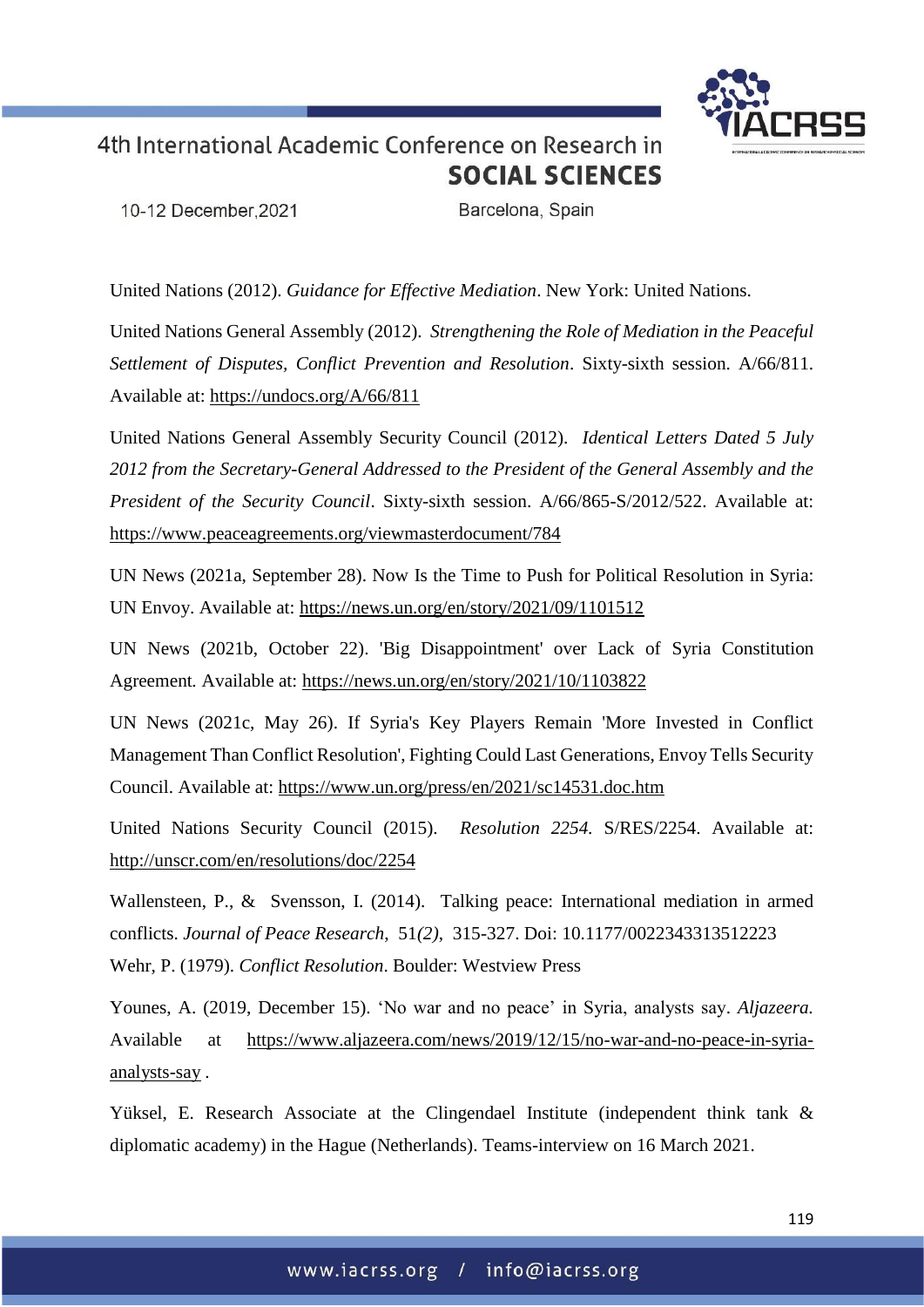United Nations (2012). *Guidance for Effective Mediation*. New York: United Nations.

United Nations General Assembly (2012). *Strengthening the Role of Mediation in the Peaceful Settlement of Disputes, Conflict Prevention and Resolution*. Sixty-sixth session. A/66/811. Available at: https://undocs.org/A/66/811

United Nations General Assembly Security Council (2012). *Identical Letters Dated 5 July 2012 from the Secretary-General Addressed to the President of the General Assembly and the President of the Security Council*. Sixty-sixth session. A/66/865-S/2012/522. Available at: https://www.peaceagreements.org/viewmasterdocument/784

UN News (2021a, September 28). Now Is the Time to Push for Political Resolution in Syria: UN Envoy. Available at: https://news.un.org/en/story/2021/09/1101512

UN News (2021b, October 22). 'Big Disappointment' over Lack of Syria Constitution Agreement*.* Available at: https://news.un.org/en/story/2021/10/1103822

UN News (2021c, May 26). If Syria's Key Players Remain 'More Invested in Conflict Management Than Conflict Resolution', Fighting Could Last Generations, Envoy Tells Security Council. Available at: https://www.un.org/press/en/2021/sc14531.doc.htm

United Nations Security Council (2015). *Resolution 2254.* S/RES/2254. Available at: http://unscr.com/en/resolutions/doc/2254

Wallensteen, P., & Svensson, I. (2014). Talking peace: International mediation in armed conflicts. *Journal of Peace Research*, 51*(2)*, 315-327. Doi: 10.1177/0022343313512223

Wehr, P. (1979). *Conflict Resolution*. Boulder: Westview Press

Younes, A. (2019, December 15). 'No war and no peace' in Syria, analysts say. *Aljazeera.* Available at https://www.aljazeera.com/news/2019/12/15/no-war-and-no-peace-in-syria-analysts-say .

Yüksel, E. Research Associate at the Clingendael Institute (independent think tank & diplomatic academy) in the Hague (Netherlands). Teams-interview on 16 March 2021.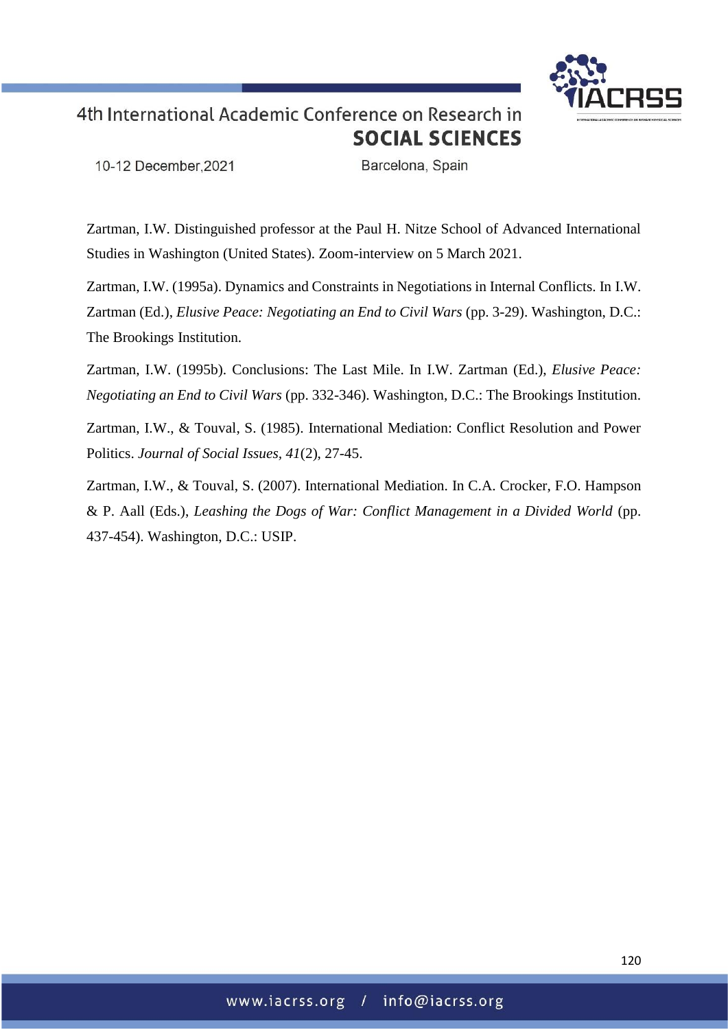Zartman, I.W. Distinguished professor at the Paul H. Nitze School of Advanced International Studies in Washington (United States). Zoom-interview on 5 March 2021.

Zartman, I.W. (1995a). Dynamics and Constraints in Negotiations in Internal Conflicts. In I.W. Zartman (Ed.), *Elusive Peace: Negotiating an End to Civil Wars* (pp. 3-29). Washington, D.C.: The Brookings Institution.

Zartman, I.W. (1995b). Conclusions: The Last Mile. In I.W. Zartman (Ed.), *Elusive Peace: Negotiating an End to Civil Wars* (pp. 332-346). Washington, D.C.: The Brookings Institution.

Zartman, I.W., & Touval, S. (1985). International Mediation: Conflict Resolution and Power Politics. *Journal of Social Issues*, *41*(2), 27-45.

Zartman, I.W., & Touval, S. (2007). International Mediation. In C.A. Crocker, F.O. Hampson & P. Aall (Eds.), *Leashing the Dogs of War: Conflict Management in a Divided World* (pp. 437-454). Washington, D.C.: USIP.